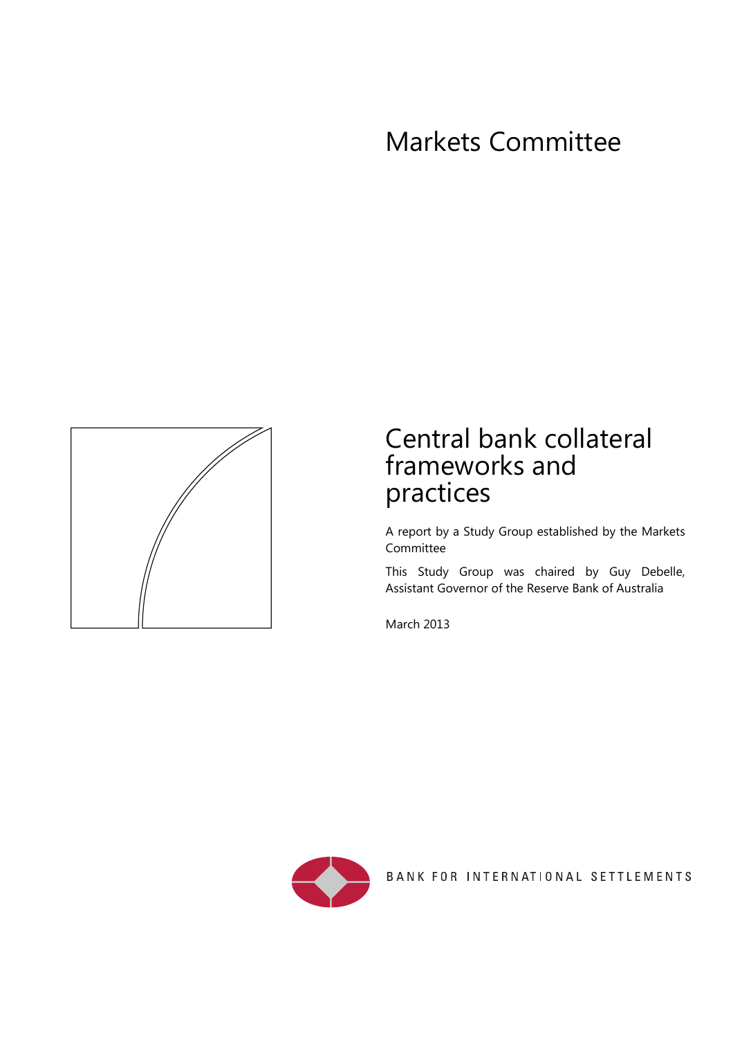Markets Committee

# Central bank collateral frameworks and practices

A report by a Study Group established by the Markets Committee

This Study Group was chaired by Guy Debelle, Assistant Governor of the Reserve Bank of Australia

March 2013

BANK FOR INTERNATIONAL SETTLEMENTS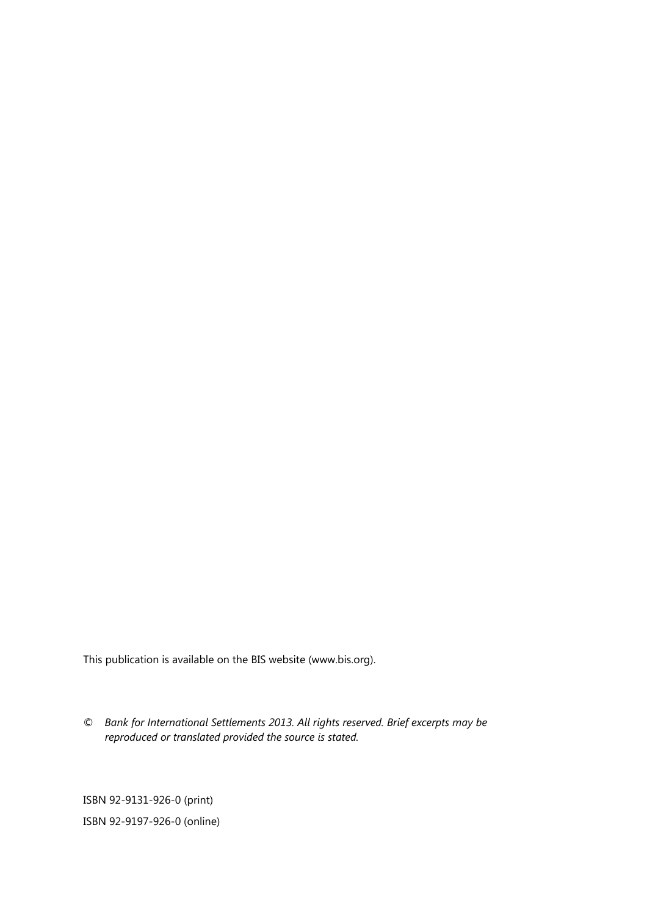This publication is available on the BIS website (www.bis.org).

© *Bank for International Settlements 2013. All rights reserved. Brief excerpts may be reproduced or translated provided the source is stated.*

ISBN 92-9131-926-0 (print)

ISBN 92-9197-926-0 (online)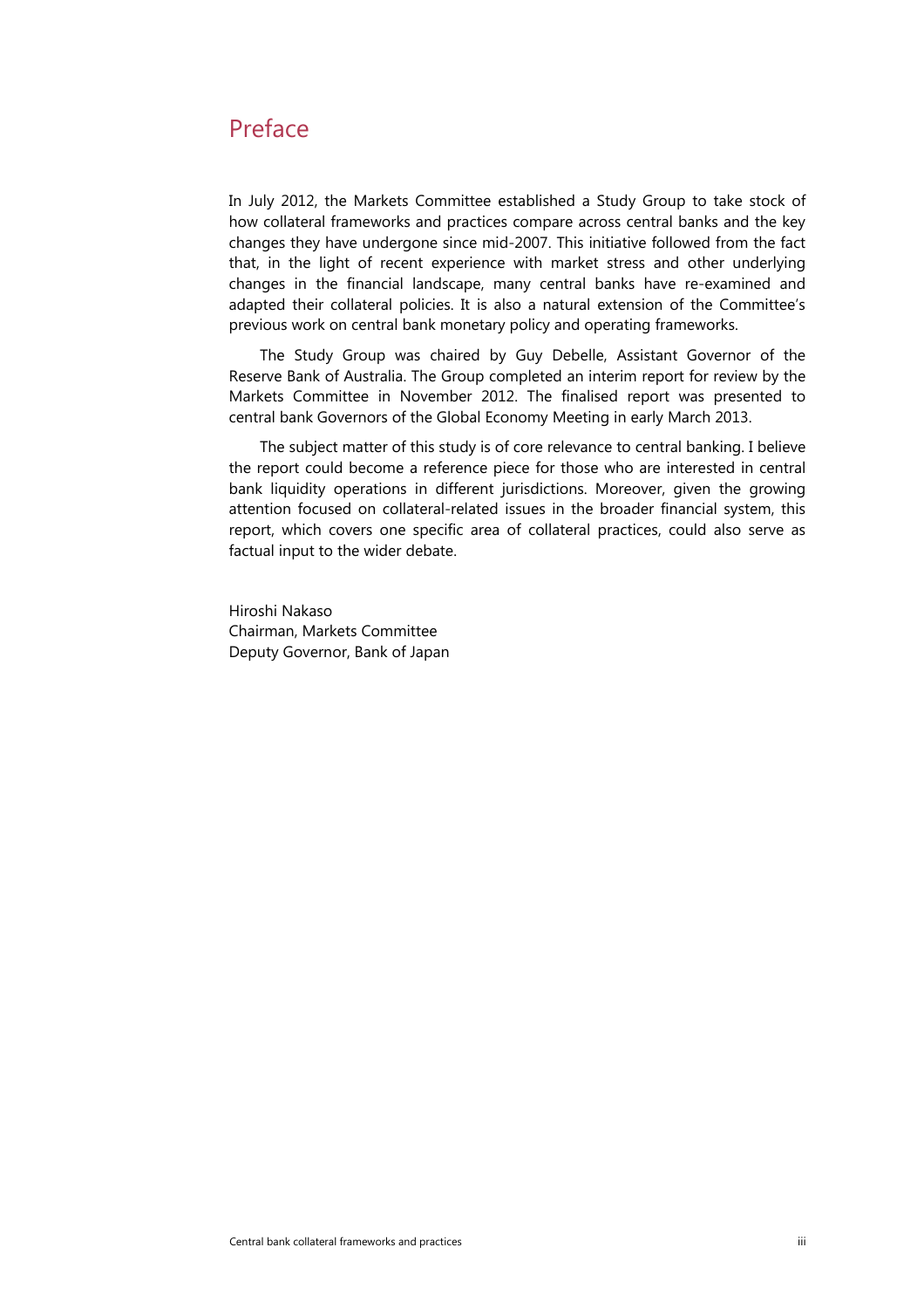# Preface

In July 2012, the Markets Committee established a Study Group to take stock of how collateral frameworks and practices compare across central banks and the key changes they have undergone since mid-2007. This initiative followed from the fact that, in the light of recent experience with market stress and other underlying changes in the financial landscape, many central banks have re-examined and adapted their collateral policies. It is also a natural extension of the Committee's previous work on central bank monetary policy and operating frameworks.

The Study Group was chaired by Guy Debelle, Assistant Governor of the Reserve Bank of Australia. The Group completed an interim report for review by the Markets Committee in November 2012. The finalised report was presented to central bank Governors of the Global Economy Meeting in early March 2013.

The subject matter of this study is of core relevance to central banking. I believe the report could become a reference piece for those who are interested in central bank liquidity operations in different jurisdictions. Moreover, given the growing attention focused on collateral-related issues in the broader financial system, this report, which covers one specific area of collateral practices, could also serve as factual input to the wider debate.

Hiroshi Nakaso
Chairman, Markets Committee
Deputy Governor, Bank of Japan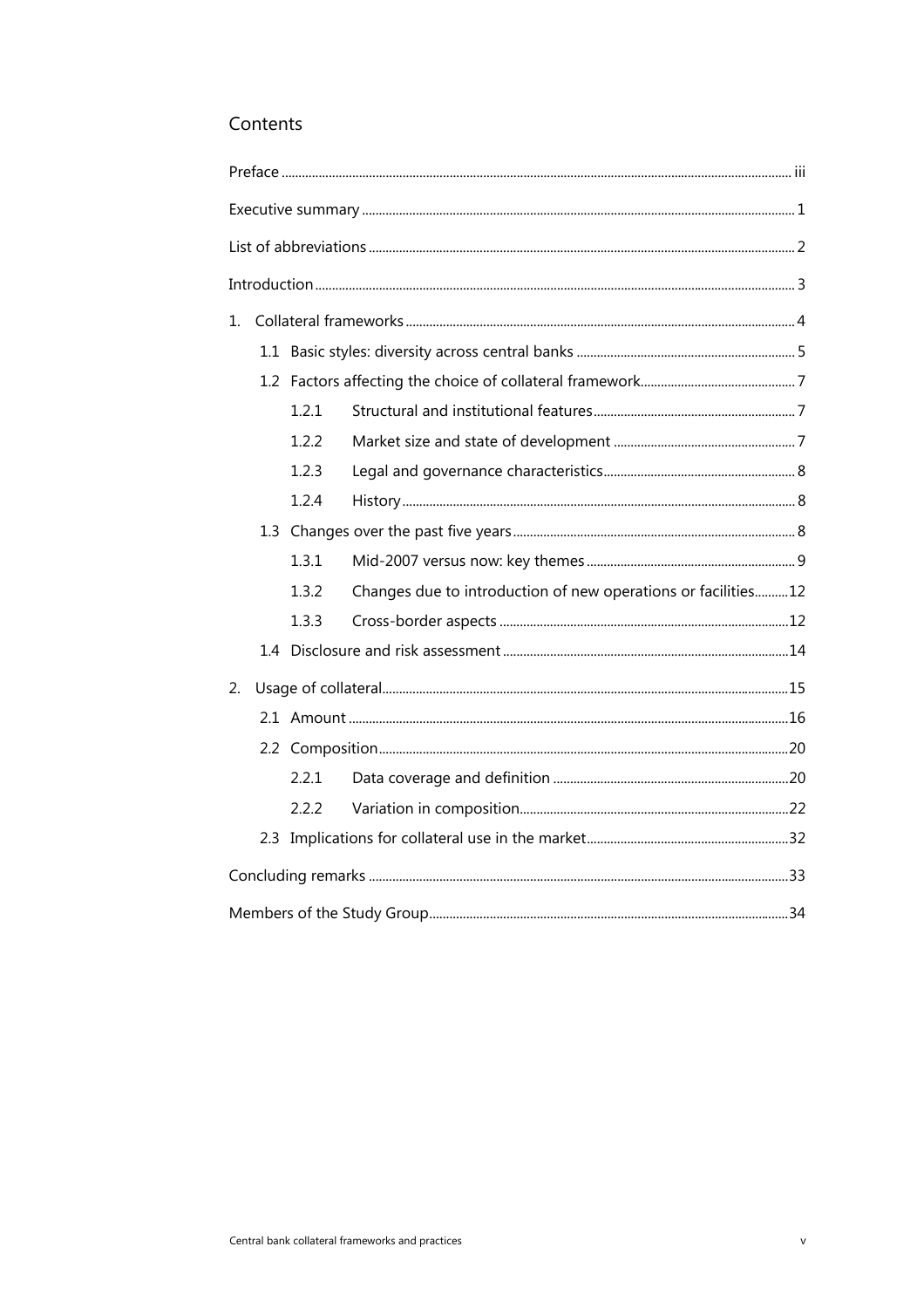# Contents

Preface ........ iii

Executive summary ........ 1

List of abbreviations ........ 2

Introduction ........ 3

1. Collateral frameworks ........ 4
   - 1.1 Basic styles: diversity across central banks ........ 5
   - 1.2 Factors affecting the choice of collateral framework ........ 7
     - 1.2.1 Structural and institutional features ........ 7
     - 1.2.2 Market size and state of development ........ 7
     - 1.2.3 Legal and governance characteristics ........ 8
     - 1.2.4 History ........ 8
   - 1.3 Changes over the past five years ........ 8
     - 1.3.1 Mid-2007 versus now: key themes ........ 9
     - 1.3.2 Changes due to introduction of new operations or facilities ........ 12
     - 1.3.3 Cross-border aspects ........ 12
   - 1.4 Disclosure and risk assessment ........ 14
2. Usage of collateral ........ 15
   - 2.1 Amount ........ 16
   - 2.2 Composition ........ 20
     - 2.2.1 Data coverage and definition ........ 20
     - 2.2.2 Variation in composition ........ 22
   - 2.3 Implications for collateral use in the market ........ 32

Concluding remarks ........ 33

Members of the Study Group ........ 34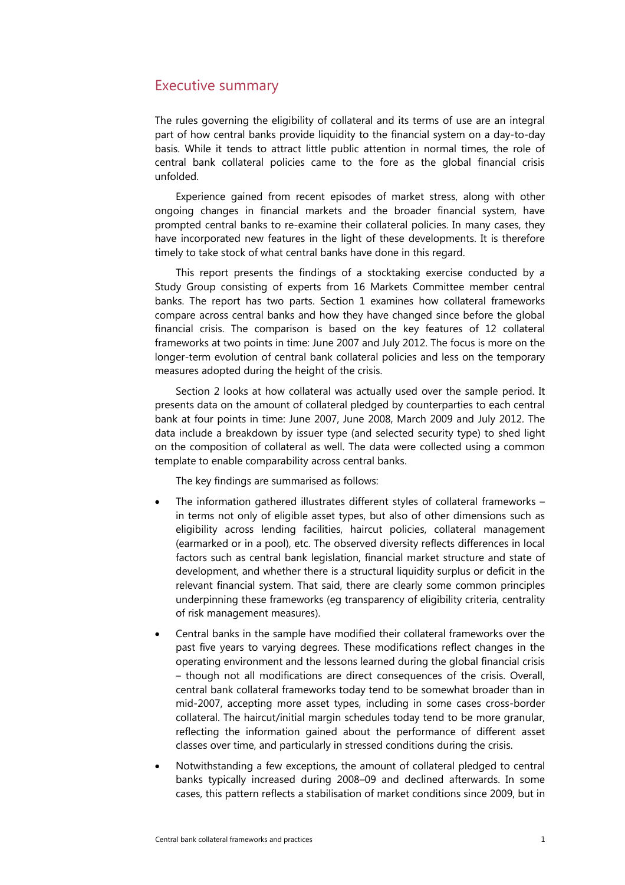## Executive summary

The rules governing the eligibility of collateral and its terms of use are an integral part of how central banks provide liquidity to the financial system on a day-to-day basis. While it tends to attract little public attention in normal times, the role of central bank collateral policies came to the fore as the global financial crisis unfolded.

Experience gained from recent episodes of market stress, along with other ongoing changes in financial markets and the broader financial system, have prompted central banks to re-examine their collateral policies. In many cases, they have incorporated new features in the light of these developments. It is therefore timely to take stock of what central banks have done in this regard.

This report presents the findings of a stocktaking exercise conducted by a Study Group consisting of experts from 16 Markets Committee member central banks. The report has two parts. Section 1 examines how collateral frameworks compare across central banks and how they have changed since before the global financial crisis. The comparison is based on the key features of 12 collateral frameworks at two points in time: June 2007 and July 2012. The focus is more on the longer-term evolution of central bank collateral policies and less on the temporary measures adopted during the height of the crisis.

Section 2 looks at how collateral was actually used over the sample period. It presents data on the amount of collateral pledged by counterparties to each central bank at four points in time: June 2007, June 2008, March 2009 and July 2012. The data include a breakdown by issuer type (and selected security type) to shed light on the composition of collateral as well. The data were collected using a common template to enable comparability across central banks.

The key findings are summarised as follows:

- The information gathered illustrates different styles of collateral frameworks – in terms not only of eligible asset types, but also of other dimensions such as eligibility across lending facilities, haircut policies, collateral management (earmarked or in a pool), etc. The observed diversity reflects differences in local factors such as central bank legislation, financial market structure and state of development, and whether there is a structural liquidity surplus or deficit in the relevant financial system. That said, there are clearly some common principles underpinning these frameworks (eg transparency of eligibility criteria, centrality of risk management measures).
- Central banks in the sample have modified their collateral frameworks over the past five years to varying degrees. These modifications reflect changes in the operating environment and the lessons learned during the global financial crisis – though not all modifications are direct consequences of the crisis. Overall, central bank collateral frameworks today tend to be somewhat broader than in mid-2007, accepting more asset types, including in some cases cross-border collateral. The haircut/initial margin schedules today tend to be more granular, reflecting the information gained about the performance of different asset classes over time, and particularly in stressed conditions during the crisis.
- Notwithstanding a few exceptions, the amount of collateral pledged to central banks typically increased during 2008–09 and declined afterwards. In some cases, this pattern reflects a stabilisation of market conditions since 2009, but in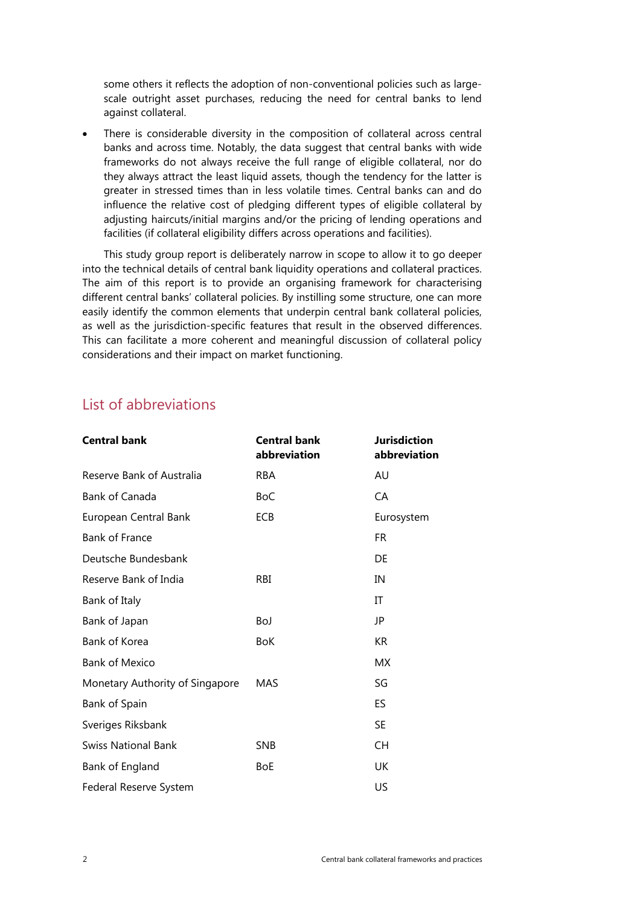some others it reflects the adoption of non-conventional policies such as large-scale outright asset purchases, reducing the need for central banks to lend against collateral.

- There is considerable diversity in the composition of collateral across central banks and across time. Notably, the data suggest that central banks with wide frameworks do not always receive the full range of eligible collateral, nor do they always attract the least liquid assets, though the tendency for the latter is greater in stressed times than in less volatile times. Central banks can and do influence the relative cost of pledging different types of eligible collateral by adjusting haircuts/initial margins and/or the pricing of lending operations and facilities (if collateral eligibility differs across operations and facilities).

This study group report is deliberately narrow in scope to allow it to go deeper into the technical details of central bank liquidity operations and collateral practices. The aim of this report is to provide an organising framework for characterising different central banks' collateral policies. By instilling some structure, one can more easily identify the common elements that underpin central bank collateral policies, as well as the jurisdiction-specific features that result in the observed differences. This can facilitate a more coherent and meaningful discussion of collateral policy considerations and their impact on market functioning.

## List of abbreviations

| Central bank | Central bank abbreviation | Jurisdiction abbreviation |
|---|---|---|
| Reserve Bank of Australia | RBA | AU |
| Bank of Canada | BoC | CA |
| European Central Bank | ECB | Eurosystem |
| Bank of France | | FR |
| Deutsche Bundesbank | | DE |
| Reserve Bank of India | RBI | IN |
| Bank of Italy | | IT |
| Bank of Japan | BoJ | JP |
| Bank of Korea | BoK | KR |
| Bank of Mexico | | MX |
| Monetary Authority of Singapore | MAS | SG |
| Bank of Spain | | ES |
| Sveriges Riksbank | | SE |
| Swiss National Bank | SNB | CH |
| Bank of England | BoE | UK |
| Federal Reserve System | | US |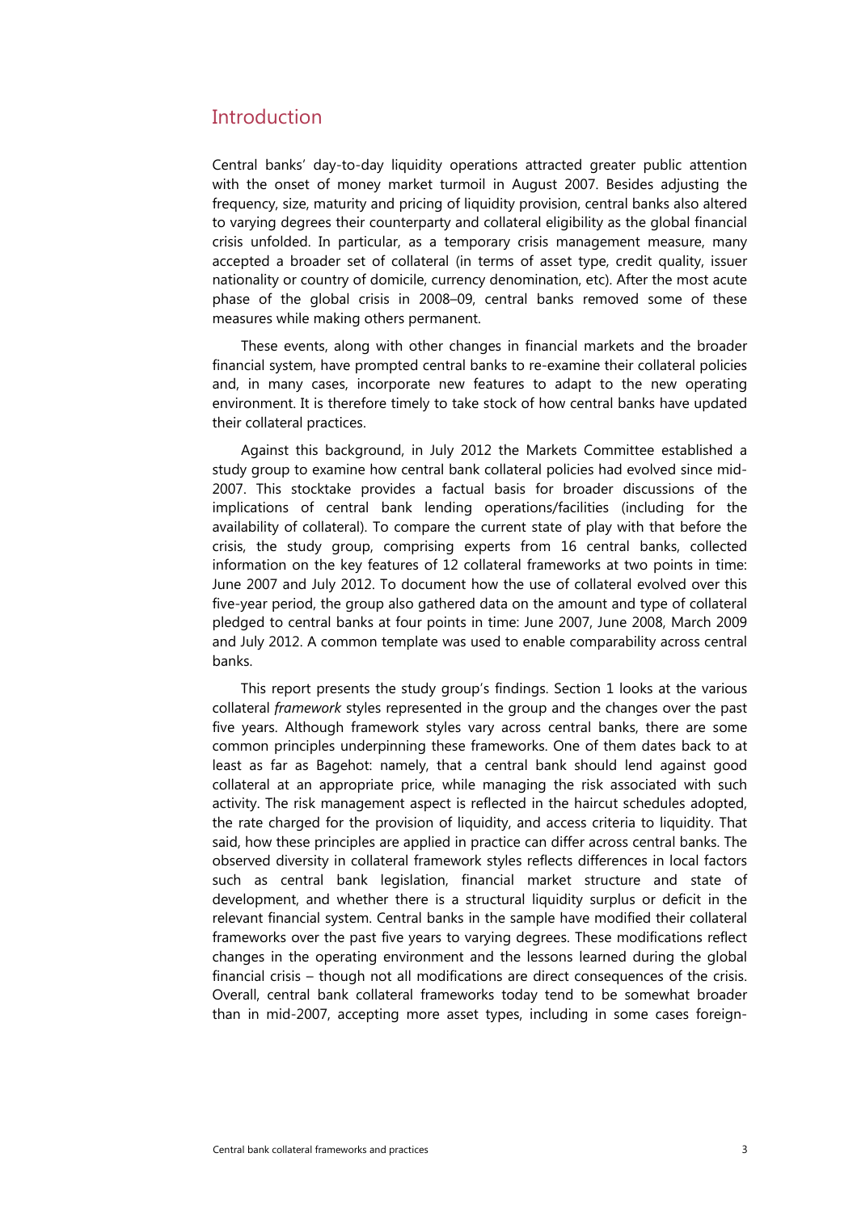## Introduction

Central banks' day-to-day liquidity operations attracted greater public attention with the onset of money market turmoil in August 2007. Besides adjusting the frequency, size, maturity and pricing of liquidity provision, central banks also altered to varying degrees their counterparty and collateral eligibility as the global financial crisis unfolded. In particular, as a temporary crisis management measure, many accepted a broader set of collateral (in terms of asset type, credit quality, issuer nationality or country of domicile, currency denomination, etc). After the most acute phase of the global crisis in 2008–09, central banks removed some of these measures while making others permanent.

These events, along with other changes in financial markets and the broader financial system, have prompted central banks to re-examine their collateral policies and, in many cases, incorporate new features to adapt to the new operating environment. It is therefore timely to take stock of how central banks have updated their collateral practices.

Against this background, in July 2012 the Markets Committee established a study group to examine how central bank collateral policies had evolved since mid-2007. This stocktake provides a factual basis for broader discussions of the implications of central bank lending operations/facilities (including for the availability of collateral). To compare the current state of play with that before the crisis, the study group, comprising experts from 16 central banks, collected information on the key features of 12 collateral frameworks at two points in time: June 2007 and July 2012. To document how the use of collateral evolved over this five-year period, the group also gathered data on the amount and type of collateral pledged to central banks at four points in time: June 2007, June 2008, March 2009 and July 2012. A common template was used to enable comparability across central banks.

This report presents the study group's findings. Section 1 looks at the various collateral *framework* styles represented in the group and the changes over the past five years. Although framework styles vary across central banks, there are some common principles underpinning these frameworks. One of them dates back to at least as far as Bagehot: namely, that a central bank should lend against good collateral at an appropriate price, while managing the risk associated with such activity. The risk management aspect is reflected in the haircut schedules adopted, the rate charged for the provision of liquidity, and access criteria to liquidity. That said, how these principles are applied in practice can differ across central banks. The observed diversity in collateral framework styles reflects differences in local factors such as central bank legislation, financial market structure and state of development, and whether there is a structural liquidity surplus or deficit in the relevant financial system. Central banks in the sample have modified their collateral frameworks over the past five years to varying degrees. These modifications reflect changes in the operating environment and the lessons learned during the global financial crisis – though not all modifications are direct consequences of the crisis. Overall, central bank collateral frameworks today tend to be somewhat broader than in mid-2007, accepting more asset types, including in some cases foreign-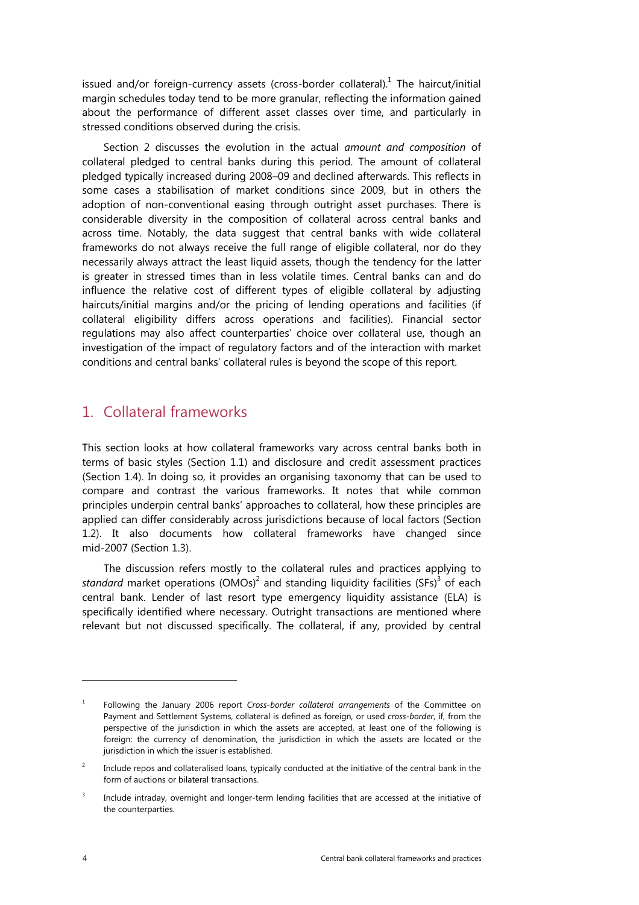issued and/or foreign-currency assets (cross-border collateral).[1] The haircut/initial margin schedules today tend to be more granular, reflecting the information gained about the performance of different asset classes over time, and particularly in stressed conditions observed during the crisis.

Section 2 discusses the evolution in the actual *amount and composition* of collateral pledged to central banks during this period. The amount of collateral pledged typically increased during 2008–09 and declined afterwards. This reflects in some cases a stabilisation of market conditions since 2009, but in others the adoption of non-conventional easing through outright asset purchases. There is considerable diversity in the composition of collateral across central banks and across time. Notably, the data suggest that central banks with wide collateral frameworks do not always receive the full range of eligible collateral, nor do they necessarily always attract the least liquid assets, though the tendency for the latter is greater in stressed times than in less volatile times. Central banks can and do influence the relative cost of different types of eligible collateral by adjusting haircuts/initial margins and/or the pricing of lending operations and facilities (if collateral eligibility differs across operations and facilities). Financial sector regulations may also affect counterparties' choice over collateral use, though an investigation of the impact of regulatory factors and of the interaction with market conditions and central banks' collateral rules is beyond the scope of this report.

## 1. Collateral frameworks

This section looks at how collateral frameworks vary across central banks both in terms of basic styles (Section 1.1) and disclosure and credit assessment practices (Section 1.4). In doing so, it provides an organising taxonomy that can be used to compare and contrast the various frameworks. It notes that while common principles underpin central banks' approaches to collateral, how these principles are applied can differ considerably across jurisdictions because of local factors (Section 1.2). It also documents how collateral frameworks have changed since mid-2007 (Section 1.3).

The discussion refers mostly to the collateral rules and practices applying to *standard* market operations (OMOs)[2] and standing liquidity facilities (SFs)[3] of each central bank. Lender of last resort type emergency liquidity assistance (ELA) is specifically identified where necessary. Outright transactions are mentioned where relevant but not discussed specifically. The collateral, if any, provided by central

---

[1] Following the January 2006 report *Cross-border collateral arrangements* of the Committee on Payment and Settlement Systems, collateral is defined as foreign, or used *cross-border*, if, from the perspective of the jurisdiction in which the assets are accepted, at least one of the following is foreign: the currency of denomination, the jurisdiction in which the assets are located or the jurisdiction in which the issuer is established.

[2] Include repos and collateralised loans, typically conducted at the initiative of the central bank in the form of auctions or bilateral transactions.

[3] Include intraday, overnight and longer-term lending facilities that are accessed at the initiative of the counterparties.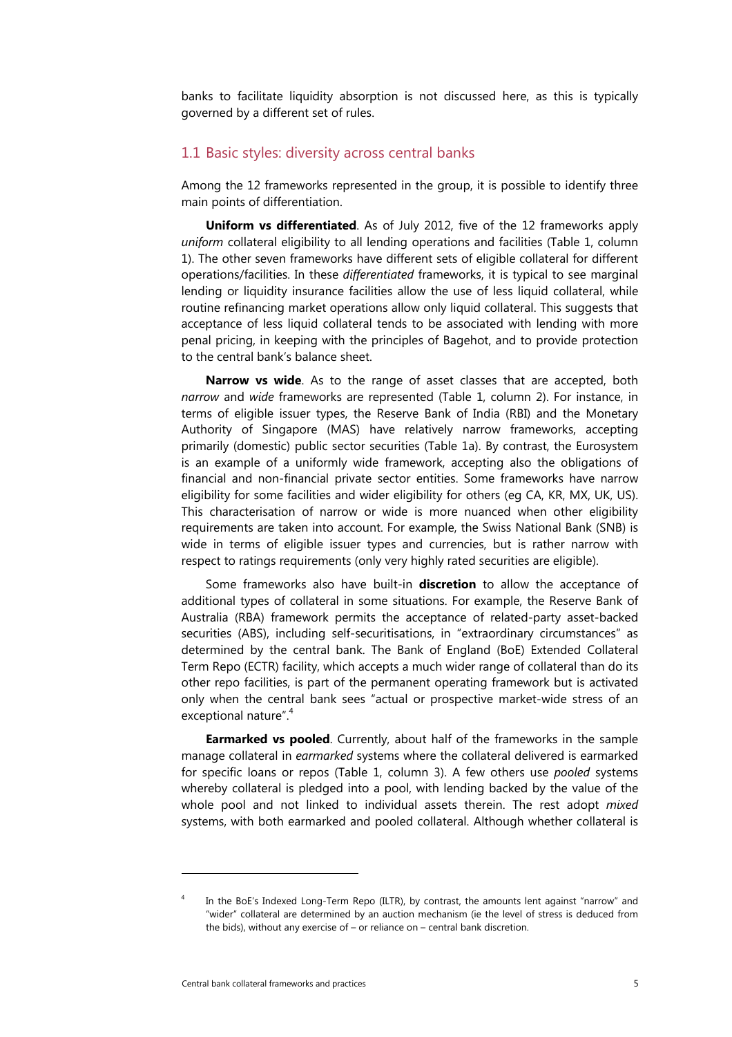banks to facilitate liquidity absorption is not discussed here, as this is typically governed by a different set of rules.

## 1.1 Basic styles: diversity across central banks

Among the 12 frameworks represented in the group, it is possible to identify three main points of differentiation.

**Uniform vs differentiated**. As of July 2012, five of the 12 frameworks apply *uniform* collateral eligibility to all lending operations and facilities (Table 1, column 1). The other seven frameworks have different sets of eligible collateral for different operations/facilities. In these *differentiated* frameworks, it is typical to see marginal lending or liquidity insurance facilities allow the use of less liquid collateral, while routine refinancing market operations allow only liquid collateral. This suggests that acceptance of less liquid collateral tends to be associated with lending with more penal pricing, in keeping with the principles of Bagehot, and to provide protection to the central bank's balance sheet.

**Narrow vs wide**. As to the range of asset classes that are accepted, both *narrow* and *wide* frameworks are represented (Table 1, column 2). For instance, in terms of eligible issuer types, the Reserve Bank of India (RBI) and the Monetary Authority of Singapore (MAS) have relatively narrow frameworks, accepting primarily (domestic) public sector securities (Table 1a). By contrast, the Eurosystem is an example of a uniformly wide framework, accepting also the obligations of financial and non-financial private sector entities. Some frameworks have narrow eligibility for some facilities and wider eligibility for others (eg CA, KR, MX, UK, US). This characterisation of narrow or wide is more nuanced when other eligibility requirements are taken into account. For example, the Swiss National Bank (SNB) is wide in terms of eligible issuer types and currencies, but is rather narrow with respect to ratings requirements (only very highly rated securities are eligible).

Some frameworks also have built-in **discretion** to allow the acceptance of additional types of collateral in some situations. For example, the Reserve Bank of Australia (RBA) framework permits the acceptance of related-party asset-backed securities (ABS), including self-securitisations, in "extraordinary circumstances" as determined by the central bank. The Bank of England (BoE) Extended Collateral Term Repo (ECTR) facility, which accepts a much wider range of collateral than do its other repo facilities, is part of the permanent operating framework but is activated only when the central bank sees "actual or prospective market-wide stress of an exceptional nature".[4]

**Earmarked vs pooled**. Currently, about half of the frameworks in the sample manage collateral in *earmarked* systems where the collateral delivered is earmarked for specific loans or repos (Table 1, column 3). A few others use *pooled* systems whereby collateral is pledged into a pool, with lending backed by the value of the whole pool and not linked to individual assets therein. The rest adopt *mixed* systems, with both earmarked and pooled collateral. Although whether collateral is

---

[4] In the BoE's Indexed Long-Term Repo (ILTR), by contrast, the amounts lent against "narrow" and "wider" collateral are determined by an auction mechanism (ie the level of stress is deduced from the bids), without any exercise of – or reliance on – central bank discretion.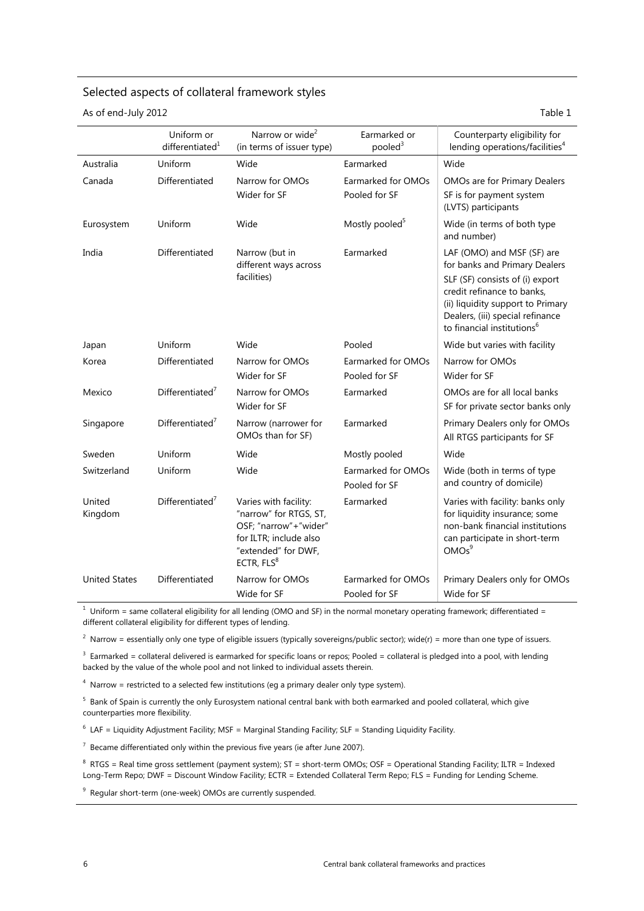## Selected aspects of collateral framework styles

As of end-July 2012 Table 1

| | Uniform or differentiated[1] | Narrow or wide[2] (in terms of issuer type) | Earmarked or pooled[3] | Counterparty eligibility for lending operations/facilities[4] |
|---|---|---|---|---|
| Australia | Uniform | Wide | Earmarked | Wide |
| Canada | Differentiated | Narrow for OMOs<br>Wider for SF | Earmarked for OMOs<br>Pooled for SF | OMOs are for Primary Dealers<br>SF is for payment system (LVTS) participants |
| Eurosystem | Uniform | Wide | Mostly pooled[5] | Wide (in terms of both type and number) |
| India | Differentiated | Narrow (but in different ways across facilities) | Earmarked | LAF (OMO) and MSF (SF) are for banks and Primary Dealers<br>SLF (SF) consists of (i) export credit refinance to banks, (ii) liquidity support to Primary Dealers, (iii) special refinance to financial institutions[6] |
| Japan | Uniform | Wide | Pooled | Wide but varies with facility |
| Korea | Differentiated | Narrow for OMOs<br>Wider for SF | Earmarked for OMOs<br>Pooled for SF | Narrow for OMOs<br>Wider for SF |
| Mexico | Differentiated[7] | Narrow for OMOs<br>Wider for SF | Earmarked | OMOs are for all local banks<br>SF for private sector banks only |
| Singapore | Differentiated[7] | Narrow (narrower for OMOs than for SF) | Earmarked | Primary Dealers only for OMOs<br>All RTGS participants for SF |
| Sweden | Uniform | Wide | Mostly pooled | Wide |
| Switzerland | Uniform | Wide | Earmarked for OMOs<br>Pooled for SF | Wide (both in terms of type and country of domicile) |
| United Kingdom | Differentiated[7] | Varies with facility: "narrow" for RTGS, ST, OSF; "narrow"+"wider" for ILTR; include also "extended" for DWF, ECTR, FLS[8] | Earmarked | Varies with facility: banks only for liquidity insurance; some non-bank financial institutions can participate in short-term OMOs[9] |
| United States | Differentiated | Narrow for OMOs<br>Wide for SF | Earmarked for OMOs<br>Pooled for SF | Primary Dealers only for OMOs<br>Wide for SF |

[1] Uniform = same collateral eligibility for all lending (OMO and SF) in the normal monetary operating framework; differentiated = different collateral eligibility for different types of lending.

[2] Narrow = essentially only one type of eligible issuers (typically sovereigns/public sector); wide(r) = more than one type of issuers.

[3] Earmarked = collateral delivered is earmarked for specific loans or repos; Pooled = collateral is pledged into a pool, with lending backed by the value of the whole pool and not linked to individual assets therein.

[4] Narrow = restricted to a selected few institutions (eg a primary dealer only type system).

[5] Bank of Spain is currently the only Eurosystem national central bank with both earmarked and pooled collateral, which give counterparties more flexibility.

[6] LAF = Liquidity Adjustment Facility; MSF = Marginal Standing Facility; SLF = Standing Liquidity Facility.

[7] Became differentiated only within the previous five years (ie after June 2007).

[8] RTGS = Real time gross settlement (payment system); ST = short-term OMOs; OSF = Operational Standing Facility; ILTR = Indexed Long-Term Repo; DWF = Discount Window Facility; ECTR = Extended Collateral Term Repo; FLS = Funding for Lending Scheme.

[9] Regular short-term (one-week) OMOs are currently suspended.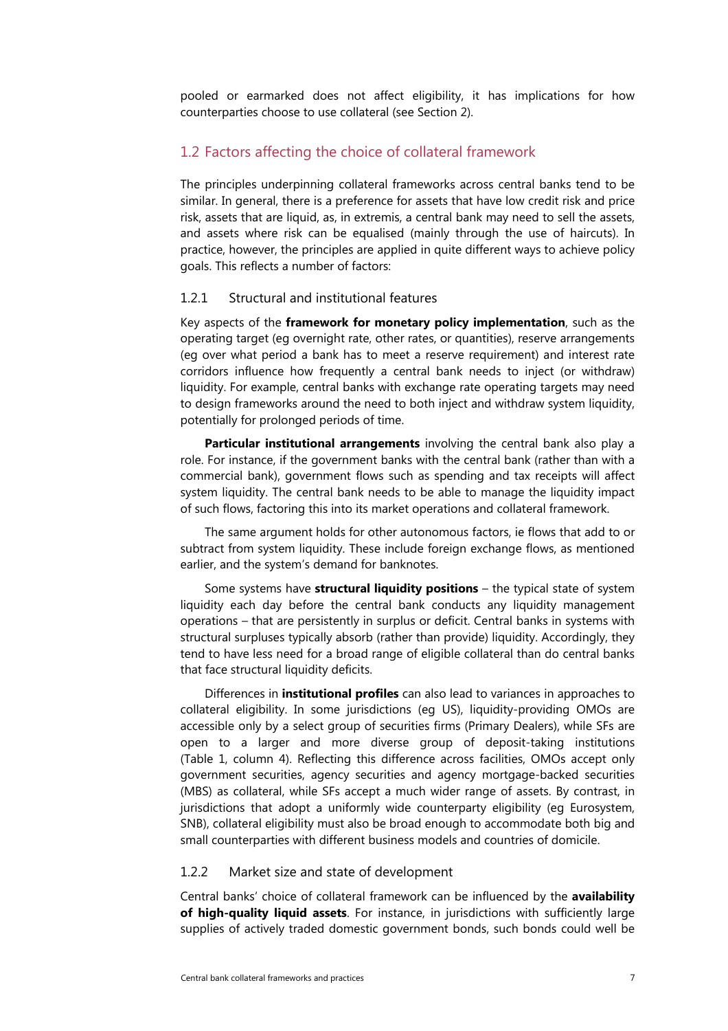pooled or earmarked does not affect eligibility, it has implications for how counterparties choose to use collateral (see Section 2).

## 1.2 Factors affecting the choice of collateral framework

The principles underpinning collateral frameworks across central banks tend to be similar. In general, there is a preference for assets that have low credit risk and price risk, assets that are liquid, as, in extremis, a central bank may need to sell the assets, and assets where risk can be equalised (mainly through the use of haircuts). In practice, however, the principles are applied in quite different ways to achieve policy goals. This reflects a number of factors:

### 1.2.1 Structural and institutional features

Key aspects of the **framework for monetary policy implementation**, such as the operating target (eg overnight rate, other rates, or quantities), reserve arrangements (eg over what period a bank has to meet a reserve requirement) and interest rate corridors influence how frequently a central bank needs to inject (or withdraw) liquidity. For example, central banks with exchange rate operating targets may need to design frameworks around the need to both inject and withdraw system liquidity, potentially for prolonged periods of time.

**Particular institutional arrangements** involving the central bank also play a role. For instance, if the government banks with the central bank (rather than with a commercial bank), government flows such as spending and tax receipts will affect system liquidity. The central bank needs to be able to manage the liquidity impact of such flows, factoring this into its market operations and collateral framework.

The same argument holds for other autonomous factors, ie flows that add to or subtract from system liquidity. These include foreign exchange flows, as mentioned earlier, and the system's demand for banknotes.

Some systems have **structural liquidity positions** – the typical state of system liquidity each day before the central bank conducts any liquidity management operations – that are persistently in surplus or deficit. Central banks in systems with structural surpluses typically absorb (rather than provide) liquidity. Accordingly, they tend to have less need for a broad range of eligible collateral than do central banks that face structural liquidity deficits.

Differences in **institutional profiles** can also lead to variances in approaches to collateral eligibility. In some jurisdictions (eg US), liquidity-providing OMOs are accessible only by a select group of securities firms (Primary Dealers), while SFs are open to a larger and more diverse group of deposit-taking institutions (Table 1, column 4). Reflecting this difference across facilities, OMOs accept only government securities, agency securities and agency mortgage-backed securities (MBS) as collateral, while SFs accept a much wider range of assets. By contrast, in jurisdictions that adopt a uniformly wide counterparty eligibility (eg Eurosystem, SNB), collateral eligibility must also be broad enough to accommodate both big and small counterparties with different business models and countries of domicile.

### 1.2.2 Market size and state of development

Central banks' choice of collateral framework can be influenced by the **availability of high-quality liquid assets**. For instance, in jurisdictions with sufficiently large supplies of actively traded domestic government bonds, such bonds could well be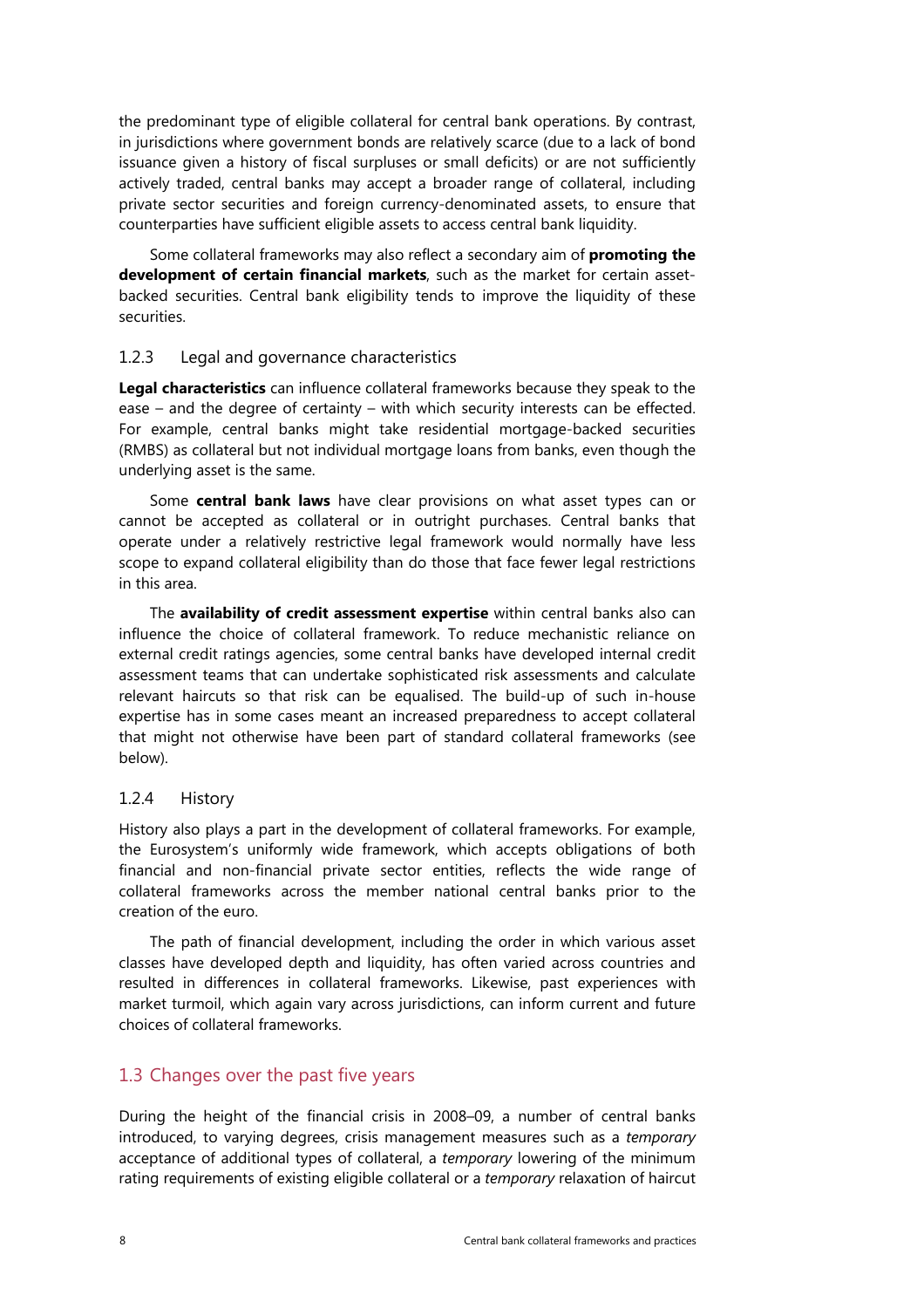the predominant type of eligible collateral for central bank operations. By contrast, in jurisdictions where government bonds are relatively scarce (due to a lack of bond issuance given a history of fiscal surpluses or small deficits) or are not sufficiently actively traded, central banks may accept a broader range of collateral, including private sector securities and foreign currency-denominated assets, to ensure that counterparties have sufficient eligible assets to access central bank liquidity.

Some collateral frameworks may also reflect a secondary aim of **promoting the development of certain financial markets**, such as the market for certain asset-backed securities. Central bank eligibility tends to improve the liquidity of these securities.

### 1.2.3 Legal and governance characteristics

**Legal characteristics** can influence collateral frameworks because they speak to the ease – and the degree of certainty – with which security interests can be effected. For example, central banks might take residential mortgage-backed securities (RMBS) as collateral but not individual mortgage loans from banks, even though the underlying asset is the same.

Some **central bank laws** have clear provisions on what asset types can or cannot be accepted as collateral or in outright purchases. Central banks that operate under a relatively restrictive legal framework would normally have less scope to expand collateral eligibility than do those that face fewer legal restrictions in this area.

The **availability of credit assessment expertise** within central banks also can influence the choice of collateral framework. To reduce mechanistic reliance on external credit ratings agencies, some central banks have developed internal credit assessment teams that can undertake sophisticated risk assessments and calculate relevant haircuts so that risk can be equalised. The build-up of such in-house expertise has in some cases meant an increased preparedness to accept collateral that might not otherwise have been part of standard collateral frameworks (see below).

### 1.2.4 History

History also plays a part in the development of collateral frameworks. For example, the Eurosystem's uniformly wide framework, which accepts obligations of both financial and non-financial private sector entities, reflects the wide range of collateral frameworks across the member national central banks prior to the creation of the euro.

The path of financial development, including the order in which various asset classes have developed depth and liquidity, has often varied across countries and resulted in differences in collateral frameworks. Likewise, past experiences with market turmoil, which again vary across jurisdictions, can inform current and future choices of collateral frameworks.

## 1.3 Changes over the past five years

During the height of the financial crisis in 2008–09, a number of central banks introduced, to varying degrees, crisis management measures such as a *temporary* acceptance of additional types of collateral, a *temporary* lowering of the minimum rating requirements of existing eligible collateral or a *temporary* relaxation of haircut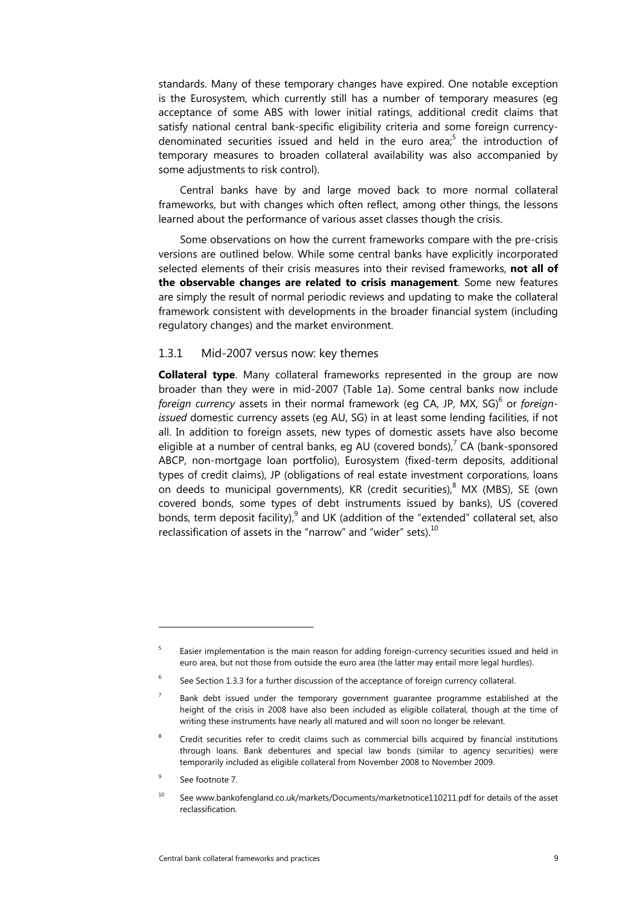standards. Many of these temporary changes have expired. One notable exception is the Eurosystem, which currently still has a number of temporary measures (eg acceptance of some ABS with lower initial ratings, additional credit claims that satisfy national central bank-specific eligibility criteria and some foreign currency-denominated securities issued and held in the euro area;[5] the introduction of temporary measures to broaden collateral availability was also accompanied by some adjustments to risk control).

Central banks have by and large moved back to more normal collateral frameworks, but with changes which often reflect, among other things, the lessons learned about the performance of various asset classes though the crisis.

Some observations on how the current frameworks compare with the pre-crisis versions are outlined below. While some central banks have explicitly incorporated selected elements of their crisis measures into their revised frameworks, **not all of the observable changes are related to crisis management**. Some new features are simply the result of normal periodic reviews and updating to make the collateral framework consistent with developments in the broader financial system (including regulatory changes) and the market environment.

### 1.3.1 Mid-2007 versus now: key themes

**Collateral type**. Many collateral frameworks represented in the group are now broader than they were in mid-2007 (Table 1a). Some central banks now include *foreign currency* assets in their normal framework (eg CA, JP, MX, SG)[6] or *foreign-issued* domestic currency assets (eg AU, SG) in at least some lending facilities, if not all. In addition to foreign assets, new types of domestic assets have also become eligible at a number of central banks, eg AU (covered bonds),[7] CA (bank-sponsored ABCP, non-mortgage loan portfolio), Eurosystem (fixed-term deposits, additional types of credit claims), JP (obligations of real estate investment corporations, loans on deeds to municipal governments), KR (credit securities),[8] MX (MBS), SE (own covered bonds, some types of debt instruments issued by banks), US (covered bonds, term deposit facility),[9] and UK (addition of the "extended" collateral set, also reclassification of assets in the "narrow" and "wider" sets).[10]

---

[5] Easier implementation is the main reason for adding foreign-currency securities issued and held in euro area, but not those from outside the euro area (the latter may entail more legal hurdles).

[6] See Section 1.3.3 for a further discussion of the acceptance of foreign currency collateral.

[7] Bank debt issued under the temporary government guarantee programme established at the height of the crisis in 2008 have also been included as eligible collateral, though at the time of writing these instruments have nearly all matured and will soon no longer be relevant.

[8] Credit securities refer to credit claims such as commercial bills acquired by financial institutions through loans. Bank debentures and special law bonds (similar to agency securities) were temporarily included as eligible collateral from November 2008 to November 2009.

[9] See footnote 7.

[10] See www.bankofengland.co.uk/markets/Documents/marketnotice110211.pdf for details of the asset reclassification.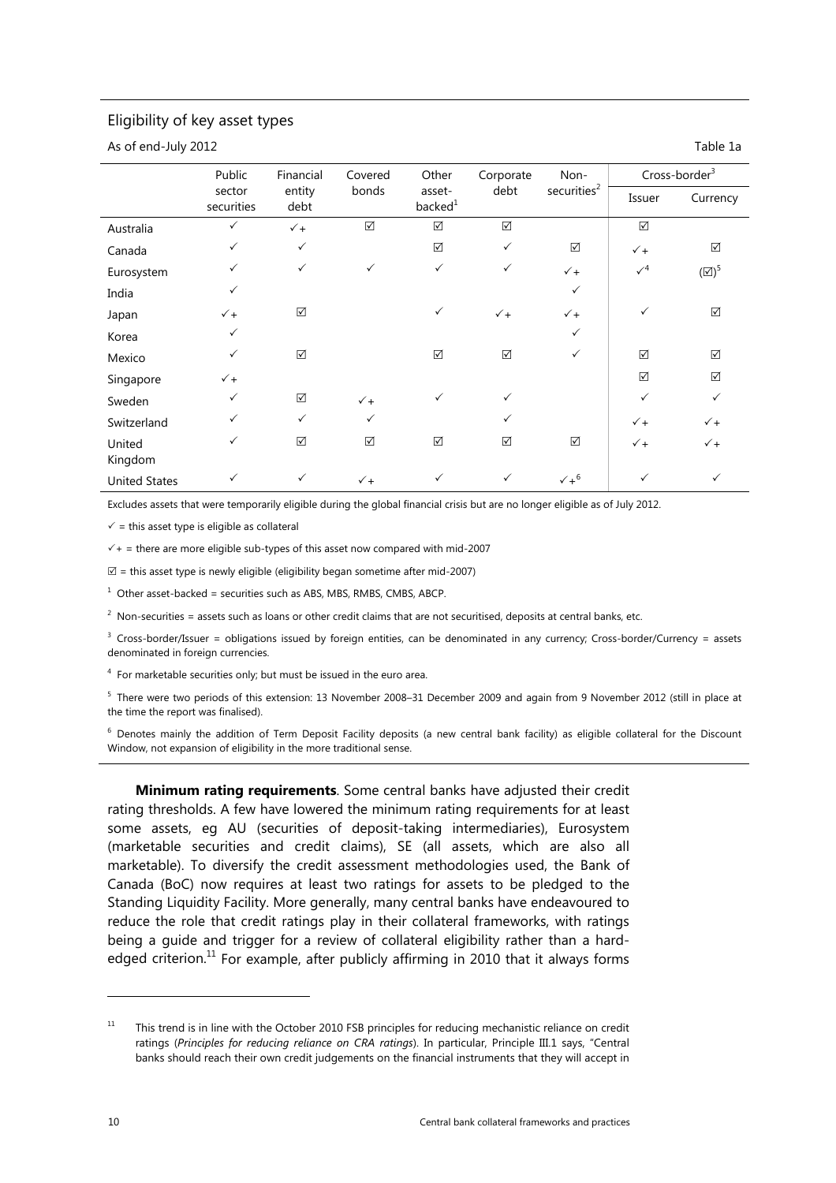Eligibility of key asset types

As of end-July 2012

Table 1a

| | Public sector securities | Financial entity debt | Covered bonds | Other asset-backed[1] | Corporate debt | Non-securities[2] | Cross-border[3] | |
|---|---|---|---|---|---|---|---|---|
| | | | | | | | Issuer | Currency |
| Australia | ✓ | ✓+ | ☑ | ☑ | ☑ | | ☑ | |
| Canada | ✓ | ✓ | | ☑ | ✓ | ☑ | ✓+ | ☑ |
| Eurosystem | ✓ | ✓ | ✓ | ✓ | ✓ | ✓+ | ✓[4] | (☑)[5] |
| India | ✓ | | | | | ✓ | | |
| Japan | ✓+ | ☑ | | ✓ | ✓+ | ✓+ | ✓ | ☑ |
| Korea | ✓ | | | | | ✓ | | |
| Mexico | ✓ | ☑ | | ☑ | ☑ | ✓ | ☑ | ☑ |
| Singapore | ✓+ | | | | | | ☑ | ☑ |
| Sweden | ✓ | ☑ | ✓+ | ✓ | ✓ | | ✓ | ✓ |
| Switzerland | ✓ | ✓ | ✓ | | ✓ | | ✓+ | ✓+ |
| United Kingdom | ✓ | ☑ | ☑ | ☑ | ☑ | ☑ | ✓+ | ✓+ |
| United States | ✓ | ✓ | ✓+ | ✓ | ✓ | ✓+[6] | ✓ | ✓ |

Excludes assets that were temporarily eligible during the global financial crisis but are no longer eligible as of July 2012.

✓ = this asset type is eligible as collateral

✓+ = there are more eligible sub-types of this asset now compared with mid-2007

☑ = this asset type is newly eligible (eligibility began sometime after mid-2007)

[1] Other asset-backed = securities such as ABS, MBS, RMBS, CMBS, ABCP.

[2] Non-securities = assets such as loans or other credit claims that are not securitised, deposits at central banks, etc.

[3] Cross-border/Issuer = obligations issued by foreign entities, can be denominated in any currency; Cross-border/Currency = assets denominated in foreign currencies.

[4] For marketable securities only; but must be issued in the euro area.

[5] There were two periods of this extension: 13 November 2008–31 December 2009 and again from 9 November 2012 (still in place at the time the report was finalised).

[6] Denotes mainly the addition of Term Deposit Facility deposits (a new central bank facility) as eligible collateral for the Discount Window, not expansion of eligibility in the more traditional sense.

**Minimum rating requirements**. Some central banks have adjusted their credit rating thresholds. A few have lowered the minimum rating requirements for at least some assets, eg AU (securities of deposit-taking intermediaries), Eurosystem (marketable securities and credit claims), SE (all assets, which are also all marketable). To diversify the credit assessment methodologies used, the Bank of Canada (BoC) now requires at least two ratings for assets to be pledged to the Standing Liquidity Facility. More generally, many central banks have endeavoured to reduce the role that credit ratings play in their collateral frameworks, with ratings being a guide and trigger for a review of collateral eligibility rather than a hard-edged criterion.[11] For example, after publicly affirming in 2010 that it always forms

[11] This trend is in line with the October 2010 FSB principles for reducing mechanistic reliance on credit ratings (*Principles for reducing reliance on CRA ratings*). In particular, Principle III.1 says, "Central banks should reach their own credit judgements on the financial instruments that they will accept in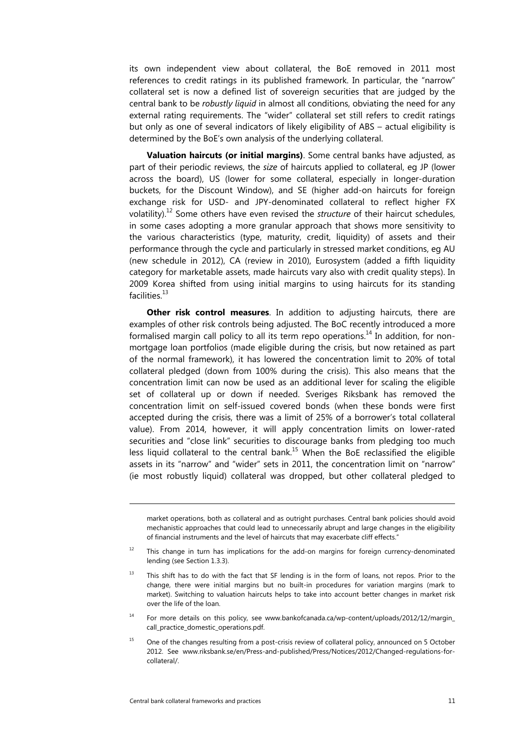its own independent view about collateral, the BoE removed in 2011 most references to credit ratings in its published framework. In particular, the "narrow" collateral set is now a defined list of sovereign securities that are judged by the central bank to be *robustly liquid* in almost all conditions, obviating the need for any external rating requirements. The "wider" collateral set still refers to credit ratings but only as one of several indicators of likely eligibility of ABS – actual eligibility is determined by the BoE's own analysis of the underlying collateral.

**Valuation haircuts (or initial margins)**. Some central banks have adjusted, as part of their periodic reviews, the *size* of haircuts applied to collateral, eg JP (lower across the board), US (lower for some collateral, especially in longer-duration buckets, for the Discount Window), and SE (higher add-on haircuts for foreign exchange risk for USD- and JPY-denominated collateral to reflect higher FX volatility).[12] Some others have even revised the *structure* of their haircut schedules, in some cases adopting a more granular approach that shows more sensitivity to the various characteristics (type, maturity, credit, liquidity) of assets and their performance through the cycle and particularly in stressed market conditions, eg AU (new schedule in 2012), CA (review in 2010), Eurosystem (added a fifth liquidity category for marketable assets, made haircuts vary also with credit quality steps). In 2009 Korea shifted from using initial margins to using haircuts for its standing facilities.[13]

**Other risk control measures**. In addition to adjusting haircuts, there are examples of other risk controls being adjusted. The BoC recently introduced a more formalised margin call policy to all its term repo operations.[14] In addition, for non-mortgage loan portfolios (made eligible during the crisis, but now retained as part of the normal framework), it has lowered the concentration limit to 20% of total collateral pledged (down from 100% during the crisis). This also means that the concentration limit can now be used as an additional lever for scaling the eligible set of collateral up or down if needed. Sveriges Riksbank has removed the concentration limit on self-issued covered bonds (when these bonds were first accepted during the crisis, there was a limit of 25% of a borrower's total collateral value). From 2014, however, it will apply concentration limits on lower-rated securities and "close link" securities to discourage banks from pledging too much less liquid collateral to the central bank.[15] When the BoE reclassified the eligible assets in its "narrow" and "wider" sets in 2011, the concentration limit on "narrow" (ie most robustly liquid) collateral was dropped, but other collateral pledged to

---

market operations, both as collateral and as outright purchases. Central bank policies should avoid mechanistic approaches that could lead to unnecessarily abrupt and large changes in the eligibility of financial instruments and the level of haircuts that may exacerbate cliff effects."

[12] This change in turn has implications for the add-on margins for foreign currency-denominated lending (see Section 1.3.3).

[13] This shift has to do with the fact that SF lending is in the form of loans, not repos. Prior to the change, there were initial margins but no built-in procedures for variation margins (mark to market). Switching to valuation haircuts helps to take into account better changes in market risk over the life of the loan.

[14] For more details on this policy, see www.bankofcanada.ca/wp-content/uploads/2012/12/margin_call_practice_domestic_operations.pdf.

[15] One of the changes resulting from a post-crisis review of collateral policy, announced on 5 October 2012. See www.riksbank.se/en/Press-and-published/Press/Notices/2012/Changed-regulations-for-collateral/.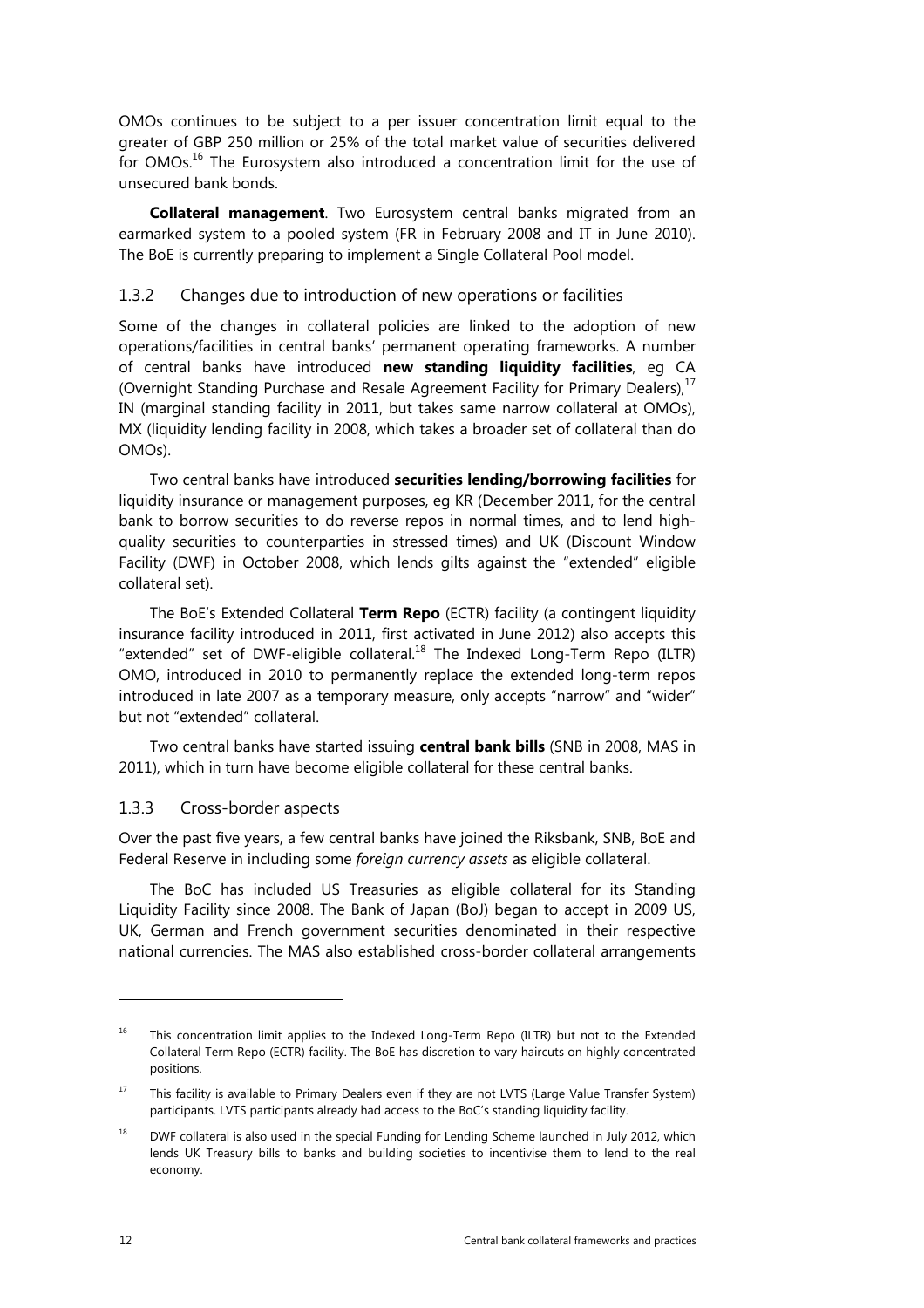OMOs continues to be subject to a per issuer concentration limit equal to the greater of GBP 250 million or 25% of the total market value of securities delivered for OMOs.[16] The Eurosystem also introduced a concentration limit for the use of unsecured bank bonds.

**Collateral management**. Two Eurosystem central banks migrated from an earmarked system to a pooled system (FR in February 2008 and IT in June 2010). The BoE is currently preparing to implement a Single Collateral Pool model.

### 1.3.2 Changes due to introduction of new operations or facilities

Some of the changes in collateral policies are linked to the adoption of new operations/facilities in central banks' permanent operating frameworks. A number of central banks have introduced **new standing liquidity facilities**, eg CA (Overnight Standing Purchase and Resale Agreement Facility for Primary Dealers),[17] IN (marginal standing facility in 2011, but takes same narrow collateral at OMOs), MX (liquidity lending facility in 2008, which takes a broader set of collateral than do OMOs).

Two central banks have introduced **securities lending/borrowing facilities** for liquidity insurance or management purposes, eg KR (December 2011, for the central bank to borrow securities to do reverse repos in normal times, and to lend high-quality securities to counterparties in stressed times) and UK (Discount Window Facility (DWF) in October 2008, which lends gilts against the "extended" eligible collateral set).

The BoE's Extended Collateral **Term Repo** (ECTR) facility (a contingent liquidity insurance facility introduced in 2011, first activated in June 2012) also accepts this "extended" set of DWF-eligible collateral.[18] The Indexed Long-Term Repo (ILTR) OMO, introduced in 2010 to permanently replace the extended long-term repos introduced in late 2007 as a temporary measure, only accepts "narrow" and "wider" but not "extended" collateral.

Two central banks have started issuing **central bank bills** (SNB in 2008, MAS in 2011), which in turn have become eligible collateral for these central banks.

### 1.3.3 Cross-border aspects

Over the past five years, a few central banks have joined the Riksbank, SNB, BoE and Federal Reserve in including some *foreign currency assets* as eligible collateral.

The BoC has included US Treasuries as eligible collateral for its Standing Liquidity Facility since 2008. The Bank of Japan (BoJ) began to accept in 2009 US, UK, German and French government securities denominated in their respective national currencies. The MAS also established cross-border collateral arrangements

---

[16] This concentration limit applies to the Indexed Long-Term Repo (ILTR) but not to the Extended Collateral Term Repo (ECTR) facility. The BoE has discretion to vary haircuts on highly concentrated positions.

[17] This facility is available to Primary Dealers even if they are not LVTS (Large Value Transfer System) participants. LVTS participants already had access to the BoC's standing liquidity facility.

[18] DWF collateral is also used in the special Funding for Lending Scheme launched in July 2012, which lends UK Treasury bills to banks and building societies to incentivise them to lend to the real economy.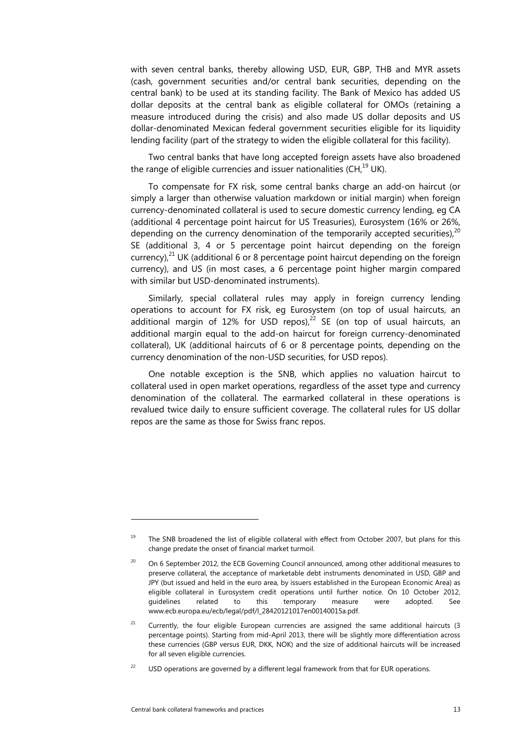with seven central banks, thereby allowing USD, EUR, GBP, THB and MYR assets (cash, government securities and/or central bank securities, depending on the central bank) to be used at its standing facility. The Bank of Mexico has added US dollar deposits at the central bank as eligible collateral for OMOs (retaining a measure introduced during the crisis) and also made US dollar deposits and US dollar-denominated Mexican federal government securities eligible for its liquidity lending facility (part of the strategy to widen the eligible collateral for this facility).

Two central banks that have long accepted foreign assets have also broadened the range of eligible currencies and issuer nationalities (CH,[19] UK).

To compensate for FX risk, some central banks charge an add-on haircut (or simply a larger than otherwise valuation markdown or initial margin) when foreign currency-denominated collateral is used to secure domestic currency lending, eg CA (additional 4 percentage point haircut for US Treasuries), Eurosystem (16% or 26%, depending on the currency denomination of the temporarily accepted securities),[20] SE (additional 3, 4 or 5 percentage point haircut depending on the foreign currency),[21] UK (additional 6 or 8 percentage point haircut depending on the foreign currency), and US (in most cases, a 6 percentage point higher margin compared with similar but USD-denominated instruments).

Similarly, special collateral rules may apply in foreign currency lending operations to account for FX risk, eg Eurosystem (on top of usual haircuts, an additional margin of 12% for USD repos),[22] SE (on top of usual haircuts, an additional margin equal to the add-on haircut for foreign currency-denominated collateral), UK (additional haircuts of 6 or 8 percentage points, depending on the currency denomination of the non-USD securities, for USD repos).

One notable exception is the SNB, which applies no valuation haircut to collateral used in open market operations, regardless of the asset type and currency denomination of the collateral. The earmarked collateral in these operations is revalued twice daily to ensure sufficient coverage. The collateral rules for US dollar repos are the same as those for Swiss franc repos.

---

[19] The SNB broadened the list of eligible collateral with effect from October 2007, but plans for this change predate the onset of financial market turmoil.

[20] On 6 September 2012, the ECB Governing Council announced, among other additional measures to preserve collateral, the acceptance of marketable debt instruments denominated in USD, GBP and JPY (but issued and held in the euro area, by issuers established in the European Economic Area) as eligible collateral in Eurosystem credit operations until further notice. On 10 October 2012, guidelines related to this temporary measure were adopted. See www.ecb.europa.eu/ecb/legal/pdf/l_28420121017en00140015a.pdf.

[21] Currently, the four eligible European currencies are assigned the same additional haircuts (3 percentage points). Starting from mid-April 2013, there will be slightly more differentiation across these currencies (GBP versus EUR, DKK, NOK) and the size of additional haircuts will be increased for all seven eligible currencies.

[22] USD operations are governed by a different legal framework from that for EUR operations.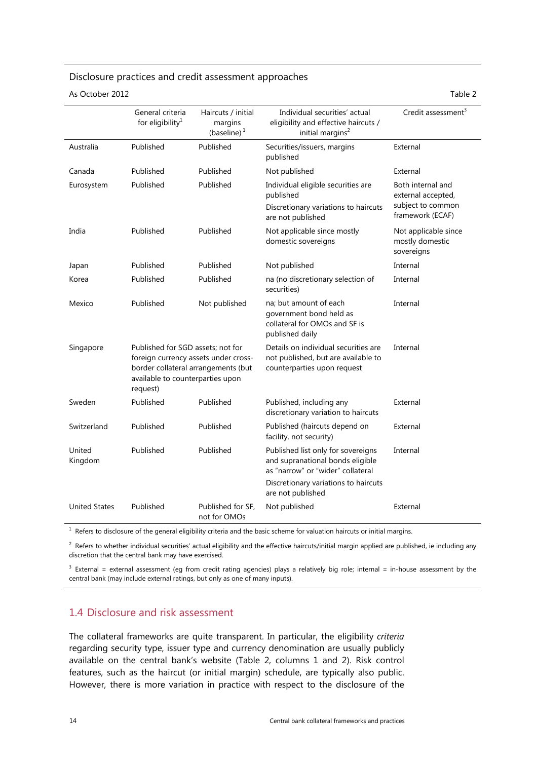Disclosure practices and credit assessment approaches

As October 2012

Table 2

| | General criteria for eligibility[1] | Haircuts / initial margins (baseline)[1] | Individual securities' actual eligibility and effective haircuts / initial margins[2] | Credit assessment[3] |
|---|---|---|---|---|
| Australia | Published | Published | Securities/issuers, margins published | External |
| Canada | Published | Published | Not published | External |
| Eurosystem | Published | Published | Individual eligible securities are published<br>Discretionary variations to haircuts are not published | Both internal and external accepted, subject to common framework (ECAF) |
| India | Published | Published | Not applicable since mostly domestic sovereigns | Not applicable since mostly domestic sovereigns |
| Japan | Published | Published | Not published | Internal |
| Korea | Published | Published | na (no discretionary selection of securities) | Internal |
| Mexico | Published | Not published | na; but amount of each government bond held as collateral for OMOs and SF is published daily | Internal |
| Singapore | Published for SGD assets; not for foreign currency assets under cross-border collateral arrangements (but available to counterparties upon request) | | Details on individual securities are not published, but are available to counterparties upon request | Internal |
| Sweden | Published | Published | Published, including any discretionary variation to haircuts | External |
| Switzerland | Published | Published | Published (haircuts depend on facility, not security) | External |
| United Kingdom | Published | Published | Published list only for sovereigns and supranational bonds eligible as "narrow" or "wider" collateral<br>Discretionary variations to haircuts are not published | Internal |
| United States | Published | Published for SF, not for OMOs | Not published | External |

[1] Refers to disclosure of the general eligibility criteria and the basic scheme for valuation haircuts or initial margins.

[2] Refers to whether individual securities' actual eligibility and the effective haircuts/initial margin applied are published, ie including any discretion that the central bank may have exercised.

[3] External = external assessment (eg from credit rating agencies) plays a relatively big role; internal = in-house assessment by the central bank (may include external ratings, but only as one of many inputs).

## 1.4 Disclosure and risk assessment

The collateral frameworks are quite transparent. In particular, the eligibility *criteria* regarding security type, issuer type and currency denomination are usually publicly available on the central bank's website (Table 2, columns 1 and 2). Risk control features, such as the haircut (or initial margin) schedule, are typically also public. However, there is more variation in practice with respect to the disclosure of the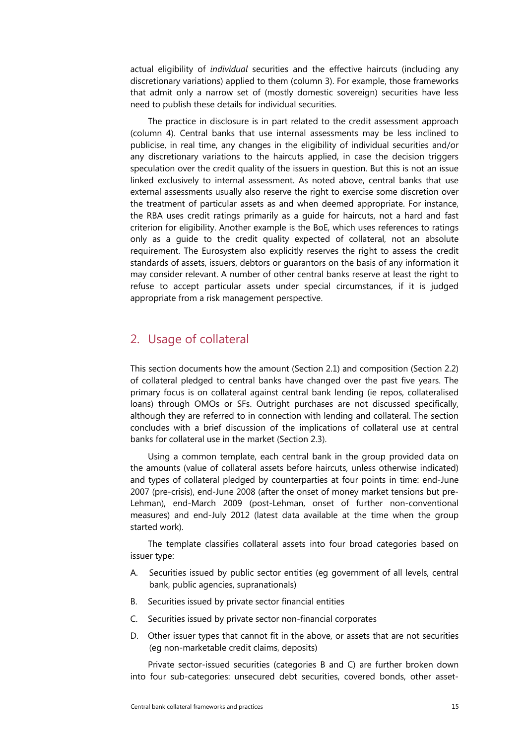actual eligibility of *individual* securities and the effective haircuts (including any discretionary variations) applied to them (column 3). For example, those frameworks that admit only a narrow set of (mostly domestic sovereign) securities have less need to publish these details for individual securities.

The practice in disclosure is in part related to the credit assessment approach (column 4). Central banks that use internal assessments may be less inclined to publicise, in real time, any changes in the eligibility of individual securities and/or any discretionary variations to the haircuts applied, in case the decision triggers speculation over the credit quality of the issuers in question. But this is not an issue linked exclusively to internal assessment. As noted above, central banks that use external assessments usually also reserve the right to exercise some discretion over the treatment of particular assets as and when deemed appropriate. For instance, the RBA uses credit ratings primarily as a guide for haircuts, not a hard and fast criterion for eligibility. Another example is the BoE, which uses references to ratings only as a guide to the credit quality expected of collateral, not an absolute requirement. The Eurosystem also explicitly reserves the right to assess the credit standards of assets, issuers, debtors or guarantors on the basis of any information it may consider relevant. A number of other central banks reserve at least the right to refuse to accept particular assets under special circumstances, if it is judged appropriate from a risk management perspective.

## 2. Usage of collateral

This section documents how the amount (Section 2.1) and composition (Section 2.2) of collateral pledged to central banks have changed over the past five years. The primary focus is on collateral against central bank lending (ie repos, collateralised loans) through OMOs or SFs. Outright purchases are not discussed specifically, although they are referred to in connection with lending and collateral. The section concludes with a brief discussion of the implications of collateral use at central banks for collateral use in the market (Section 2.3).

Using a common template, each central bank in the group provided data on the amounts (value of collateral assets before haircuts, unless otherwise indicated) and types of collateral pledged by counterparties at four points in time: end-June 2007 (pre-crisis), end-June 2008 (after the onset of money market tensions but pre-Lehman), end-March 2009 (post-Lehman, onset of further non-conventional measures) and end-July 2012 (latest data available at the time when the group started work).

The template classifies collateral assets into four broad categories based on issuer type:

A. Securities issued by public sector entities (eg government of all levels, central bank, public agencies, supranationals)

B. Securities issued by private sector financial entities

C. Securities issued by private sector non-financial corporates

D. Other issuer types that cannot fit in the above, or assets that are not securities (eg non-marketable credit claims, deposits)

Private sector-issued securities (categories B and C) are further broken down into four sub-categories: unsecured debt securities, covered bonds, other asset-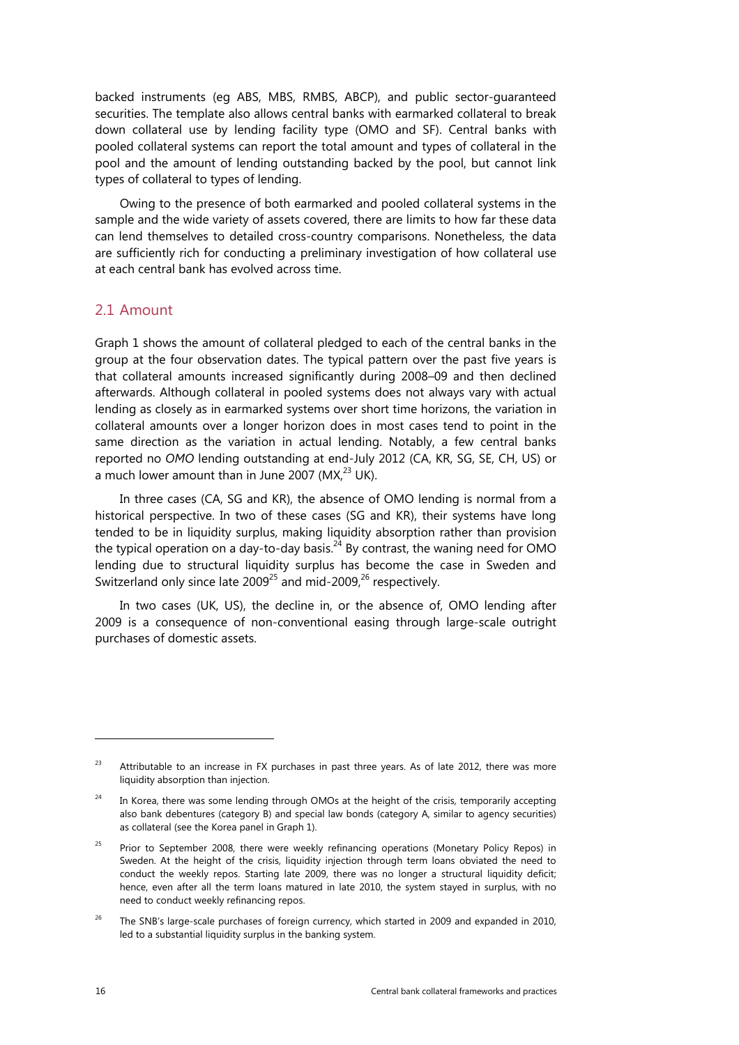backed instruments (eg ABS, MBS, RMBS, ABCP), and public sector-guaranteed securities. The template also allows central banks with earmarked collateral to break down collateral use by lending facility type (OMO and SF). Central banks with pooled collateral systems can report the total amount and types of collateral in the pool and the amount of lending outstanding backed by the pool, but cannot link types of collateral to types of lending.

Owing to the presence of both earmarked and pooled collateral systems in the sample and the wide variety of assets covered, there are limits to how far these data can lend themselves to detailed cross-country comparisons. Nonetheless, the data are sufficiently rich for conducting a preliminary investigation of how collateral use at each central bank has evolved across time.

## 2.1 Amount

Graph 1 shows the amount of collateral pledged to each of the central banks in the group at the four observation dates. The typical pattern over the past five years is that collateral amounts increased significantly during 2008–09 and then declined afterwards. Although collateral in pooled systems does not always vary with actual lending as closely as in earmarked systems over short time horizons, the variation in collateral amounts over a longer horizon does in most cases tend to point in the same direction as the variation in actual lending. Notably, a few central banks reported no *OMO* lending outstanding at end-July 2012 (CA, KR, SG, SE, CH, US) or a much lower amount than in June 2007 (MX,[23] UK).

In three cases (CA, SG and KR), the absence of OMO lending is normal from a historical perspective. In two of these cases (SG and KR), their systems have long tended to be in liquidity surplus, making liquidity absorption rather than provision the typical operation on a day-to-day basis.[24] By contrast, the waning need for OMO lending due to structural liquidity surplus has become the case in Sweden and Switzerland only since late 2009[25] and mid-2009,[26] respectively.

In two cases (UK, US), the decline in, or the absence of, OMO lending after 2009 is a consequence of non-conventional easing through large-scale outright purchases of domestic assets.

---

[23] Attributable to an increase in FX purchases in past three years. As of late 2012, there was more liquidity absorption than injection.

[24] In Korea, there was some lending through OMOs at the height of the crisis, temporarily accepting also bank debentures (category B) and special law bonds (category A, similar to agency securities) as collateral (see the Korea panel in Graph 1).

[25] Prior to September 2008, there were weekly refinancing operations (Monetary Policy Repos) in Sweden. At the height of the crisis, liquidity injection through term loans obviated the need to conduct the weekly repos. Starting late 2009, there was no longer a structural liquidity deficit; hence, even after all the term loans matured in late 2010, the system stayed in surplus, with no need to conduct weekly refinancing repos.

[26] The SNB's large-scale purchases of foreign currency, which started in 2009 and expanded in 2010, led to a substantial liquidity surplus in the banking system.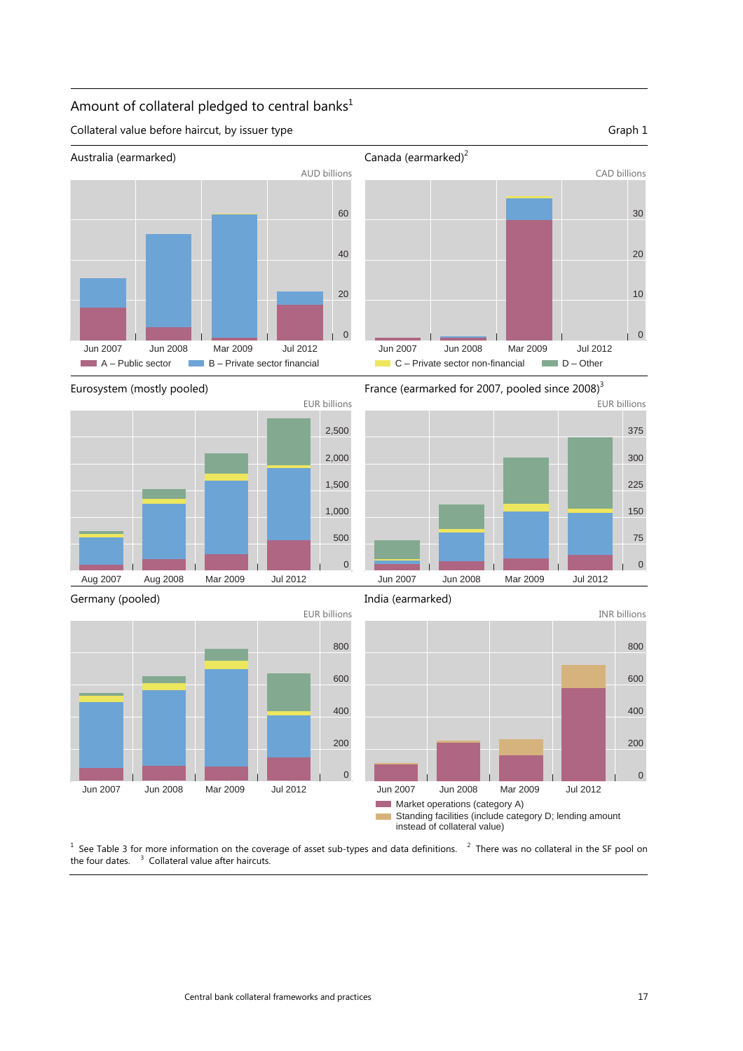## Amount of collateral pledged to central banks[1]

Collateral value before haircut, by issuer type

Graph 1

Australia (earmarked)

AUD billions

Canada (earmarked)[2]

CAD billions

Jun 2007 | Jun 2008 | Mar 2009 | Jul 2012

A – Public sector | B – Private sector financial | C – Private sector non-financial | D – Other

Eurosystem (mostly pooled)

EUR billions

Aug 2007 | Aug 2008 | Mar 2009 | Jul 2012

France (earmarked for 2007, pooled since 2008)[3]

EUR billions

Jun 2007 | Jun 2008 | Mar 2009 | Jul 2012

Germany (pooled)

EUR billions

Jun 2007 | Jun 2008 | Mar 2009 | Jul 2012

India (earmarked)

INR billions

Jun 2007 | Jun 2008 | Mar 2009 | Jul 2012

Market operations (category A)

Standing facilities (include category D; lending amount instead of collateral value)

[1] See Table 3 for more information on the coverage of asset sub-types and data definitions. [2] There was no collateral in the SF pool on the four dates. [3] Collateral value after haircuts.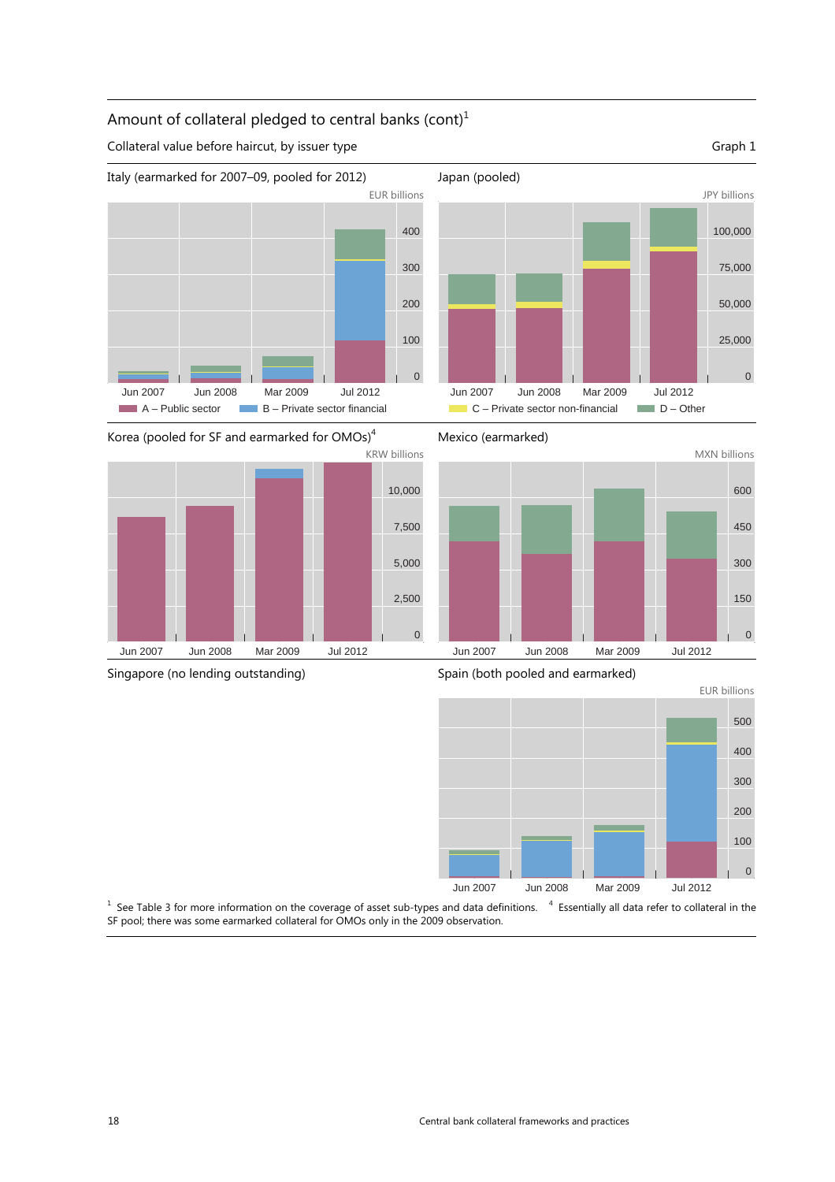Amount of collateral pledged to central banks (cont)[1]

Collateral value before haircut, by issuer type

Graph 1

Italy (earmarked for 2007–09, pooled for 2012)

EUR billions

Jun 2007 Jun 2008 Mar 2009 Jul 2012

A – Public sector B – Private sector financial

Japan (pooled)

JPY billions

Jun 2007 Jun 2008 Mar 2009 Jul 2012

C – Private sector non-financial D – Other

Korea (pooled for SF and earmarked for OMOs)[4]

KRW billions

Jun 2007 Jun 2008 Mar 2009 Jul 2012

Mexico (earmarked)

MXN billions

Jun 2007 Jun 2008 Mar 2009 Jul 2012

Singapore (no lending outstanding)

Spain (both pooled and earmarked)

EUR billions

Jun 2007 Jun 2008 Mar 2009 Jul 2012

[1] See Table 3 for more information on the coverage of asset sub-types and data definitions. [4] Essentially all data refer to collateral in the SF pool; there was some earmarked collateral for OMOs only in the 2009 observation.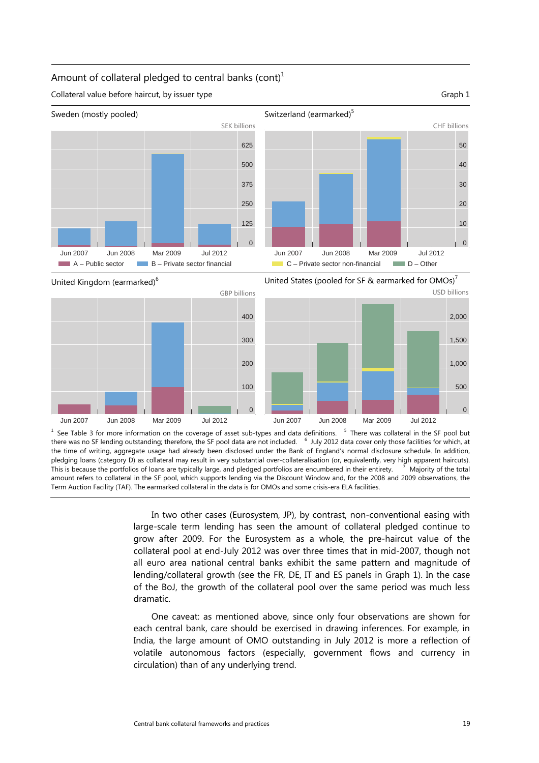## Amount of collateral pledged to central banks (cont)[1]

Collateral value before haircut, by issuer type

Graph 1

Sweden (mostly pooled) — SEK billions

Switzerland (earmarked)[5] — CHF billions

A – Public sector   B – Private sector financial   C – Private sector non-financial   D – Other

United Kingdom (earmarked)[6] — GBP billions

United States (pooled for SF & earmarked for OMOs)[7] — USD billions

[1] See Table 3 for more information on the coverage of asset sub-types and data definitions. [5] There was collateral in the SF pool but there was no SF lending outstanding; therefore, the SF pool data are not included. [6] July 2012 data cover only those facilities for which, at the time of writing, aggregate usage had already been disclosed under the Bank of England's normal disclosure schedule. In addition, pledging loans (category D) as collateral may result in very substantial over-collateralisation (or, equivalently, very high apparent haircuts). This is because the portfolios of loans are typically large, and pledged portfolios are encumbered in their entirety. [7] Majority of the total amount refers to collateral in the SF pool, which supports lending via the Discount Window and, for the 2008 and 2009 observations, the Term Auction Facility (TAF). The earmarked collateral in the data is for OMOs and some crisis-era ELA facilities.

In two other cases (Eurosystem, JP), by contrast, non-conventional easing with large-scale term lending has seen the amount of collateral pledged continue to grow after 2009. For the Eurosystem as a whole, the pre-haircut value of the collateral pool at end-July 2012 was over three times that in mid-2007, though not all euro area national central banks exhibit the same pattern and magnitude of lending/collateral growth (see the FR, DE, IT and ES panels in Graph 1). In the case of the BoJ, the growth of the collateral pool over the same period was much less dramatic.

One caveat: as mentioned above, since only four observations are shown for each central bank, care should be exercised in drawing inferences. For example, in India, the large amount of OMO outstanding in July 2012 is more a reflection of volatile autonomous factors (especially, government flows and currency in circulation) than of any underlying trend.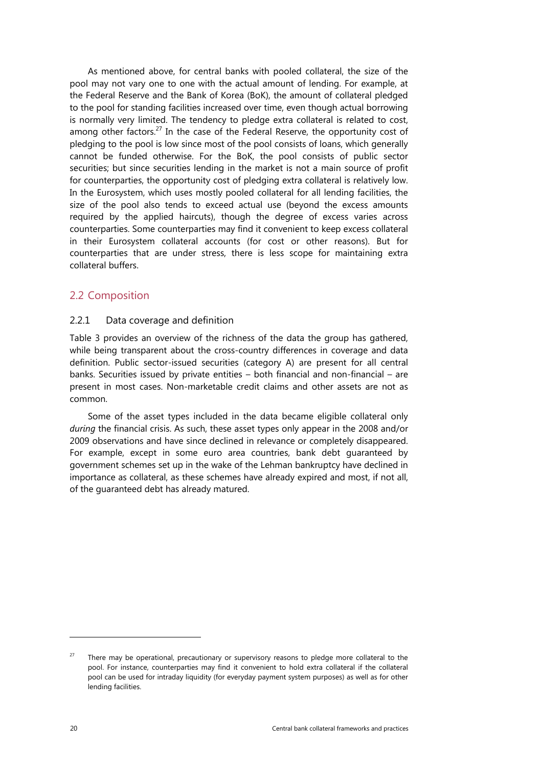As mentioned above, for central banks with pooled collateral, the size of the pool may not vary one to one with the actual amount of lending. For example, at the Federal Reserve and the Bank of Korea (BoK), the amount of collateral pledged to the pool for standing facilities increased over time, even though actual borrowing is normally very limited. The tendency to pledge extra collateral is related to cost, among other factors.[27] In the case of the Federal Reserve, the opportunity cost of pledging to the pool is low since most of the pool consists of loans, which generally cannot be funded otherwise. For the BoK, the pool consists of public sector securities; but since securities lending in the market is not a main source of profit for counterparties, the opportunity cost of pledging extra collateral is relatively low. In the Eurosystem, which uses mostly pooled collateral for all lending facilities, the size of the pool also tends to exceed actual use (beyond the excess amounts required by the applied haircuts), though the degree of excess varies across counterparties. Some counterparties may find it convenient to keep excess collateral in their Eurosystem collateral accounts (for cost or other reasons). But for counterparties that are under stress, there is less scope for maintaining extra collateral buffers.

## 2.2 Composition

### 2.2.1 Data coverage and definition

Table 3 provides an overview of the richness of the data the group has gathered, while being transparent about the cross-country differences in coverage and data definition. Public sector-issued securities (category A) are present for all central banks. Securities issued by private entities – both financial and non-financial – are present in most cases. Non-marketable credit claims and other assets are not as common.

Some of the asset types included in the data became eligible collateral only *during* the financial crisis. As such, these asset types only appear in the 2008 and/or 2009 observations and have since declined in relevance or completely disappeared. For example, except in some euro area countries, bank debt guaranteed by government schemes set up in the wake of the Lehman bankruptcy have declined in importance as collateral, as these schemes have already expired and most, if not all, of the guaranteed debt has already matured.

[27] There may be operational, precautionary or supervisory reasons to pledge more collateral to the pool. For instance, counterparties may find it convenient to hold extra collateral if the collateral pool can be used for intraday liquidity (for everyday payment system purposes) as well as for other lending facilities.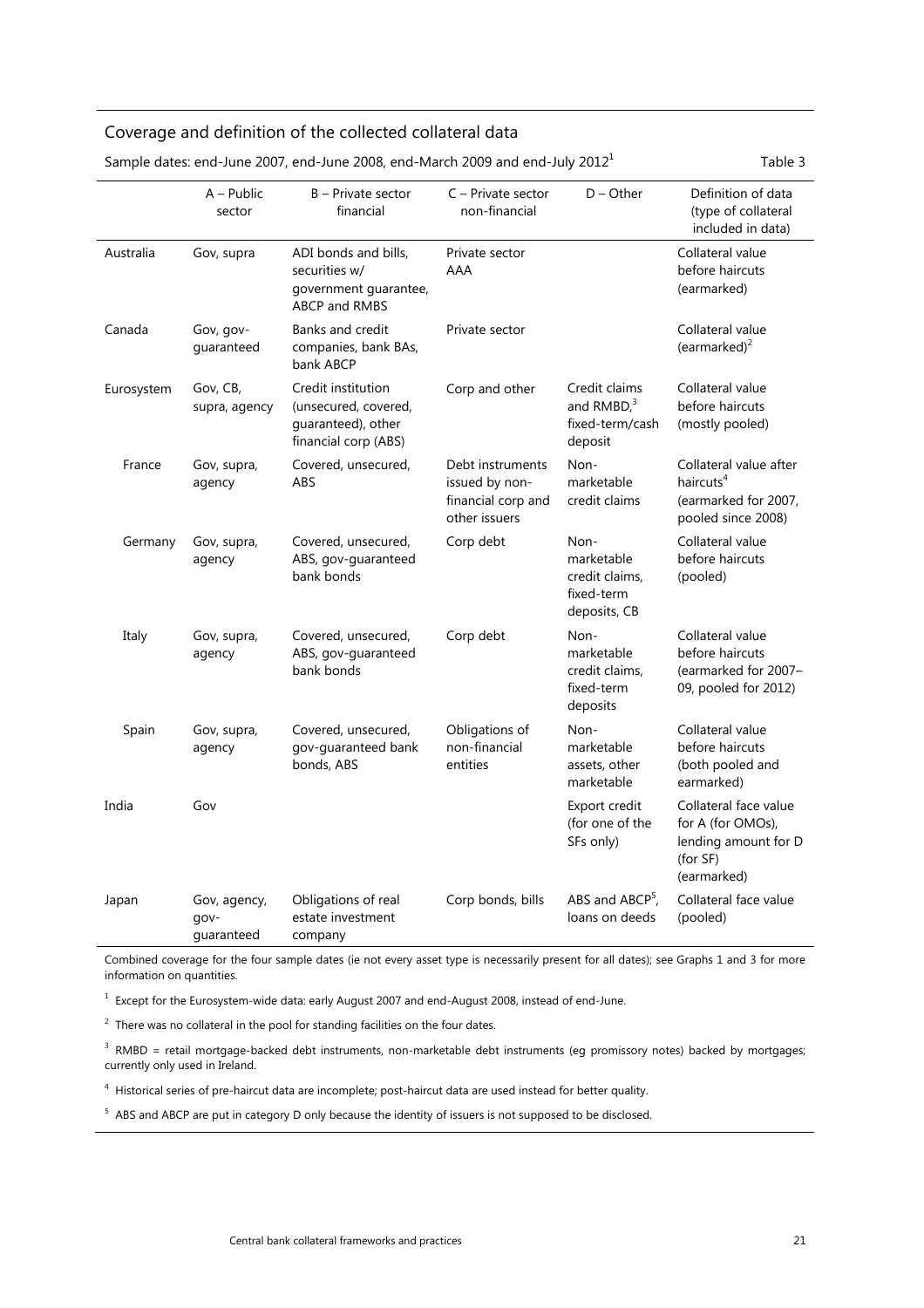## Coverage and definition of the collected collateral data

Sample dates: end-June 2007, end-June 2008, end-March 2009 and end-July 2012[1] Table 3

| | A – Public sector | B – Private sector financial | C – Private sector non-financial | D – Other | Definition of data (type of collateral included in data) |
|---|---|---|---|---|---|
| Australia | Gov, supra | ADI bonds and bills, securities w/ government guarantee, ABCP and RMBS | Private sector AAA | | Collateral value before haircuts (earmarked) |
| Canada | Gov, gov-guaranteed | Banks and credit companies, bank BAs, bank ABCP | Private sector | | Collateral value (earmarked)[2] |
| Eurosystem | Gov, CB, supra, agency | Credit institution (unsecured, covered, guaranteed), other financial corp (ABS) | Corp and other | Credit claims and RMBD,[3] fixed-term/cash deposit | Collateral value before haircuts (mostly pooled) |
| France | Gov, supra, agency | Covered, unsecured, ABS | Debt instruments issued by non-financial corp and other issuers | Non-marketable credit claims | Collateral value after haircuts[4] (earmarked for 2007, pooled since 2008) |
| Germany | Gov, supra, agency | Covered, unsecured, ABS, gov-guaranteed bank bonds | Corp debt | Non-marketable credit claims, fixed-term deposits, CB | Collateral value before haircuts (pooled) |
| Italy | Gov, supra, agency | Covered, unsecured, ABS, gov-guaranteed bank bonds | Corp debt | Non-marketable credit claims, fixed-term deposits | Collateral value before haircuts (earmarked for 2007–09, pooled for 2012) |
| Spain | Gov, supra, agency | Covered, unsecured, gov-guaranteed bank bonds, ABS | Obligations of non-financial entities | Non-marketable assets, other marketable | Collateral value before haircuts (both pooled and earmarked) |
| India | Gov | | | Export credit (for one of the SFs only) | Collateral face value for A (for OMOs), lending amount for D (for SF) (earmarked) |
| Japan | Gov, agency, gov-guaranteed | Obligations of real estate investment company | Corp bonds, bills | ABS and ABCP[5], loans on deeds | Collateral face value (pooled) |

Combined coverage for the four sample dates (ie not every asset type is necessarily present for all dates); see Graphs 1 and 3 for more information on quantities.

[1] Except for the Eurosystem-wide data: early August 2007 and end-August 2008, instead of end-June.

[2] There was no collateral in the pool for standing facilities on the four dates.

[3] RMBD = retail mortgage-backed debt instruments, non-marketable debt instruments (eg promissory notes) backed by mortgages; currently only used in Ireland.

[4] Historical series of pre-haircut data are incomplete; post-haircut data are used instead for better quality.

[5] ABS and ABCP are put in category D only because the identity of issuers is not supposed to be disclosed.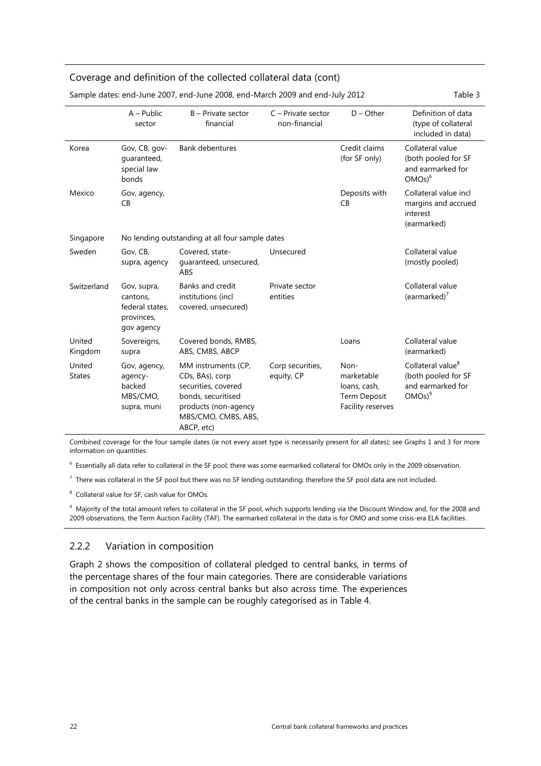Coverage and definition of the collected collateral data (cont)

Sample dates: end-June 2007, end-June 2008, end-March 2009 and end-July 2012 — Table 3

| | A – Public sector | B – Private sector financial | C – Private sector non-financial | D – Other | Definition of data (type of collateral included in data) |
|---|---|---|---|---|---|
| Korea | Gov, CB, gov-guaranteed, special law bonds | Bank debentures | | Credit claims (for SF only) | Collateral value (both pooled for SF and earmarked for OMOs)[6] |
| Mexico | Gov, agency, CB | | | Deposits with CB | Collateral value incl margins and accrued interest (earmarked) |
| Singapore | No lending outstanding at all four sample dates | | | | |
| Sweden | Gov, CB, supra, agency | Covered, state-guaranteed, unsecured, ABS | Unsecured | | Collateral value (mostly pooled) |
| Switzerland | Gov, supra, cantons, federal states, provinces, gov agency | Banks and credit institutions (incl covered, unsecured) | Private sector entities | | Collateral value (earmarked)[7] |
| United Kingdom | Sovereigns, supra | Covered bonds, RMBS, ABS, CMBS, ABCP | | Loans | Collateral value (earmarked) |
| United States | Gov, agency, agency-backed MBS/CMO, supra, muni | MM instruments (CP, CDs, BAs), corp securities, covered bonds, securitised products (non-agency MBS/CMO, CMBS, ABS, ABCP, etc) | Corp securities, equity, CP | Non-marketable loans, cash, Term Deposit Facility reserves | Collateral value[8] (both pooled for SF and earmarked for OMOs)[9] |

Combined coverage for the four sample dates (ie not every asset type is necessarily present for all dates); see Graphs 1 and 3 for more information on quantities.

[6] Essentially all data refer to collateral in the SF pool; there was some earmarked collateral for OMOs only in the 2009 observation.

[7] There was collateral in the SF pool but there was no SF lending outstanding; therefore the SF pool data are not included.

[8] Collateral value for SF, cash value for OMOs.

[9] Majority of the total amount refers to collateral in the SF pool, which supports lending via the Discount Window and, for the 2008 and 2009 observations, the Term Auction Facility (TAF). The earmarked collateral in the data is for OMO and some crisis-era ELA facilities.

### 2.2.2 Variation in composition

Graph 2 shows the composition of collateral pledged to central banks, in terms of the percentage shares of the four main categories. There are considerable variations in composition not only across central banks but also across time. The experiences of the central banks in the sample can be roughly categorised as in Table 4.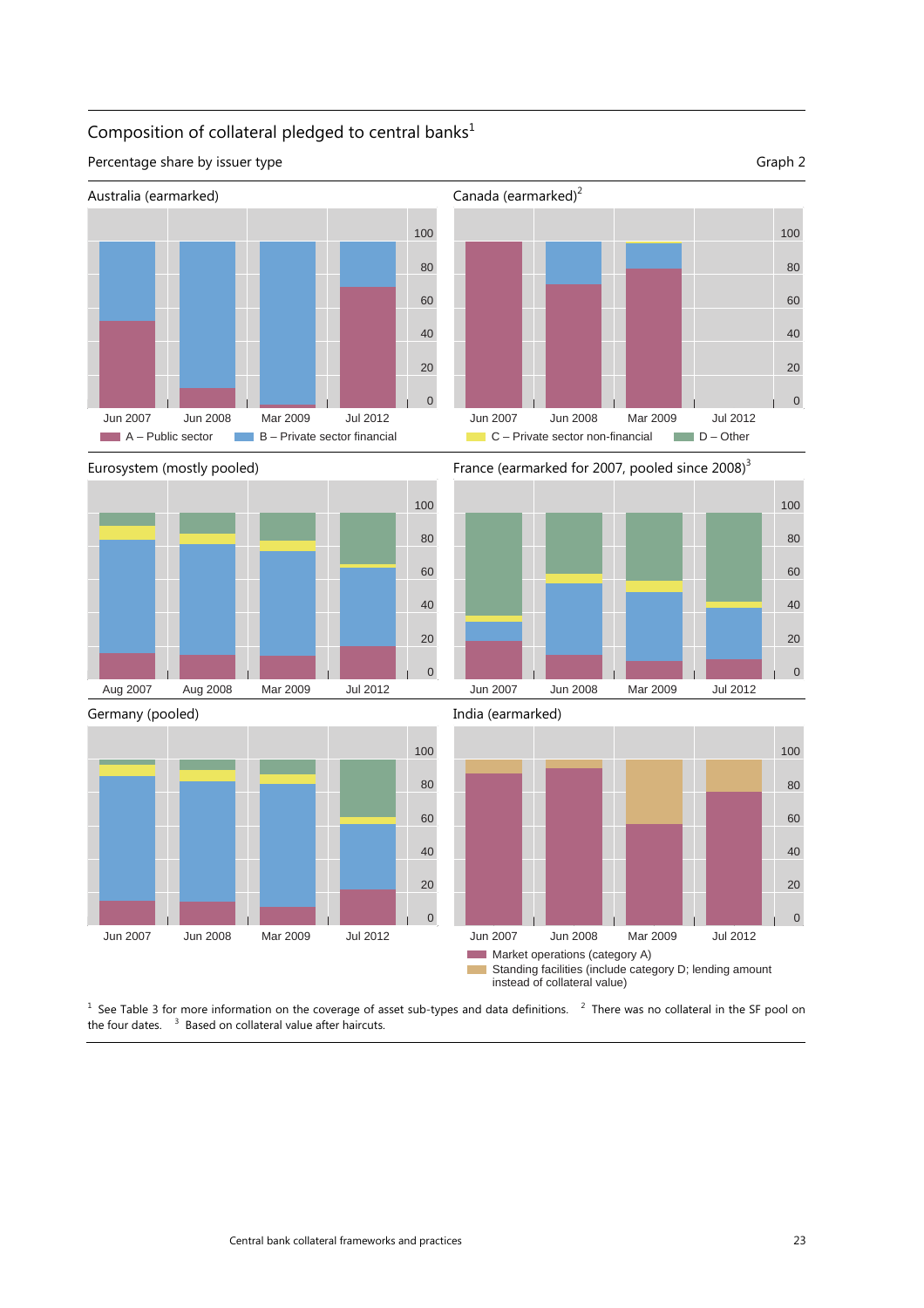## Composition of collateral pledged to central banks[1]

Percentage share by issuer type

Graph 2

Australia (earmarked)

Canada (earmarked)[2]

A – Public sector   B – Private sector financial   C – Private sector non-financial   D – Other

Eurosystem (mostly pooled)

France (earmarked for 2007, pooled since 2008)[3]

Germany (pooled)

India (earmarked)

Market operations (category A)
Standing facilities (include category D; lending amount instead of collateral value)

[1] See Table 3 for more information on the coverage of asset sub-types and data definitions. [2] There was no collateral in the SF pool on the four dates. [3] Based on collateral value after haircuts.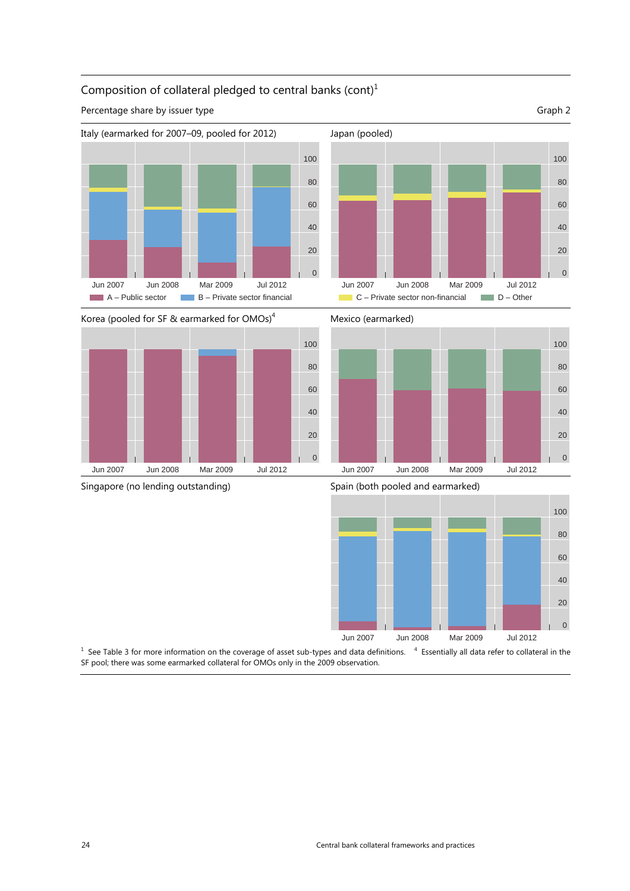## Composition of collateral pledged to central banks (cont)[1]

Percentage share by issuer type

Graph 2

Italy (earmarked for 2007–09, pooled for 2012)

Japan (pooled)

A – Public sector | B – Private sector financial | C – Private sector non-financial | D – Other

Korea (pooled for SF & earmarked for OMOs)[4]

Mexico (earmarked)

Singapore (no lending outstanding)

Spain (both pooled and earmarked)

[1] See Table 3 for more information on the coverage of asset sub-types and data definitions. [4] Essentially all data refer to collateral in the SF pool; there was some earmarked collateral for OMOs only in the 2009 observation.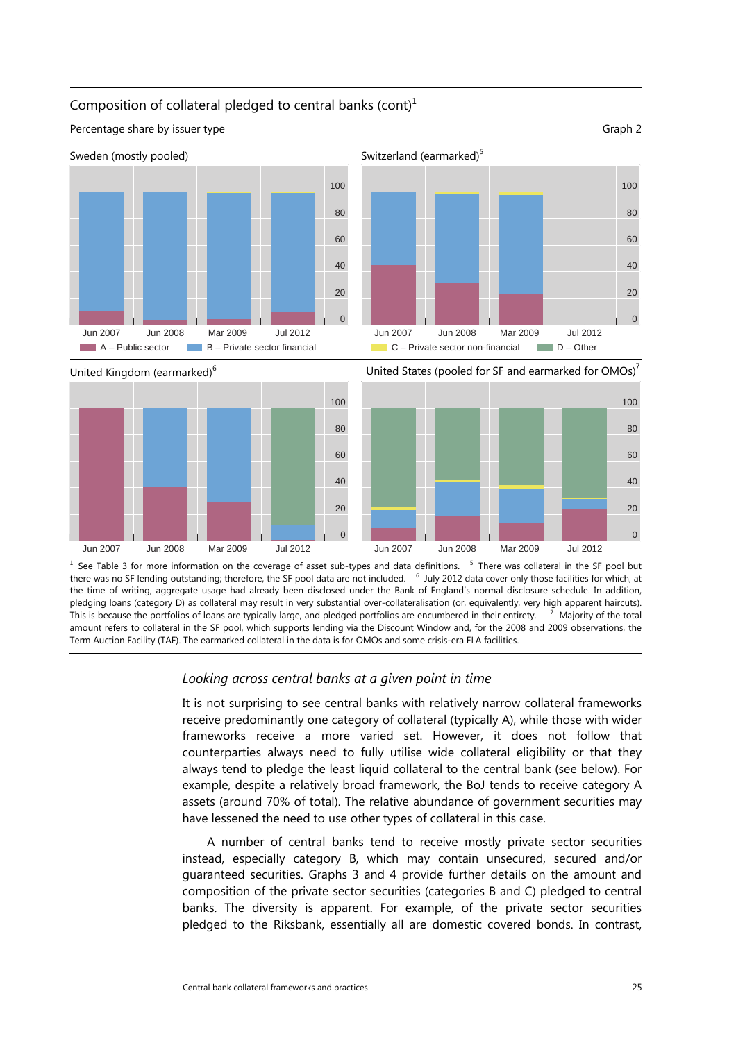Composition of collateral pledged to central banks (cont)[1]

Percentage share by issuer type

Graph 2

[1] See Table 3 for more information on the coverage of asset sub-types and data definitions. [5] There was collateral in the SF pool but there was no SF lending outstanding; therefore, the SF pool data are not included. [6] July 2012 data cover only those facilities for which, at the time of writing, aggregate usage had already been disclosed under the Bank of England's normal disclosure schedule. In addition, pledging loans (category D) as collateral may result in very substantial over-collateralisation (or, equivalently, very high apparent haircuts). This is because the portfolios of loans are typically large, and pledged portfolios are encumbered in their entirety. [7] Majority of the total amount refers to collateral in the SF pool, which supports lending via the Discount Window and, for the 2008 and 2009 observations, the Term Auction Facility (TAF). The earmarked collateral in the data is for OMOs and some crisis-era ELA facilities.

### *Looking across central banks at a given point in time*

It is not surprising to see central banks with relatively narrow collateral frameworks receive predominantly one category of collateral (typically A), while those with wider frameworks receive a more varied set. However, it does not follow that counterparties always need to fully utilise wide collateral eligibility or that they always tend to pledge the least liquid collateral to the central bank (see below). For example, despite a relatively broad framework, the BoJ tends to receive category A assets (around 70% of total). The relative abundance of government securities may have lessened the need to use other types of collateral in this case.

A number of central banks tend to receive mostly private sector securities instead, especially category B, which may contain unsecured, secured and/or guaranteed securities. Graphs 3 and 4 provide further details on the amount and composition of the private sector securities (categories B and C) pledged to central banks. The diversity is apparent. For example, of the private sector securities pledged to the Riksbank, essentially all are domestic covered bonds. In contrast,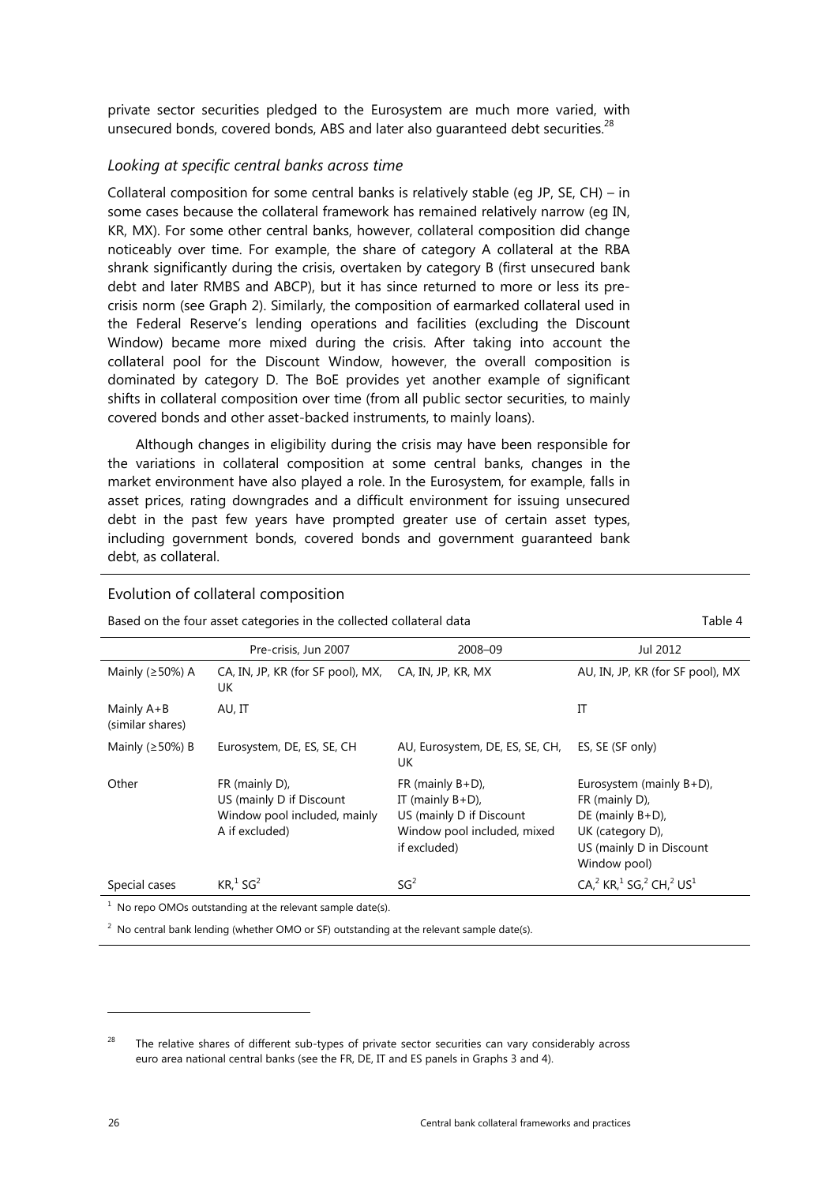private sector securities pledged to the Eurosystem are much more varied, with unsecured bonds, covered bonds, ABS and later also guaranteed debt securities.[28]

### *Looking at specific central banks across time*

Collateral composition for some central banks is relatively stable (eg JP, SE, CH) – in some cases because the collateral framework has remained relatively narrow (eg IN, KR, MX). For some other central banks, however, collateral composition did change noticeably over time. For example, the share of category A collateral at the RBA shrank significantly during the crisis, overtaken by category B (first unsecured bank debt and later RMBS and ABCP), but it has since returned to more or less its pre-crisis norm (see Graph 2). Similarly, the composition of earmarked collateral used in the Federal Reserve's lending operations and facilities (excluding the Discount Window) became more mixed during the crisis. After taking into account the collateral pool for the Discount Window, however, the overall composition is dominated by category D. The BoE provides yet another example of significant shifts in collateral composition over time (from all public sector securities, to mainly covered bonds and other asset-backed instruments, to mainly loans).

Although changes in eligibility during the crisis may have been responsible for the variations in collateral composition at some central banks, changes in the market environment have also played a role. In the Eurosystem, for example, falls in asset prices, rating downgrades and a difficult environment for issuing unsecured debt in the past few years have prompted greater use of certain asset types, including government bonds, covered bonds and government guaranteed bank debt, as collateral.

Evolution of collateral composition

Based on the four asset categories in the collected collateral data — Table 4

| | Pre-crisis, Jun 2007 | 2008–09 | Jul 2012 |
|---|---|---|---|
| Mainly (≥50%) A | CA, IN, JP, KR (for SF pool), MX, UK | CA, IN, JP, KR, MX | AU, IN, JP, KR (for SF pool), MX |
| Mainly A+B (similar shares) | AU, IT | | IT |
| Mainly (≥50%) B | Eurosystem, DE, ES, SE, CH | AU, Eurosystem, DE, ES, SE, CH, UK | ES, SE (SF only) |
| Other | FR (mainly D), US (mainly D if Discount Window pool included, mainly A if excluded) | FR (mainly B+D), IT (mainly B+D), US (mainly D if Discount Window pool included, mixed if excluded) | Eurosystem (mainly B+D), FR (mainly D), DE (mainly B+D), UK (category D), US (mainly D in Discount Window pool) |
| Special cases | KR,[1] SG[2] | SG[2] | CA,[2] KR,[1] SG,[2] CH,[2] US[1] |

[1] No repo OMOs outstanding at the relevant sample date(s).

[2] No central bank lending (whether OMO or SF) outstanding at the relevant sample date(s).

---

[28] The relative shares of different sub-types of private sector securities can vary considerably across euro area national central banks (see the FR, DE, IT and ES panels in Graphs 3 and 4).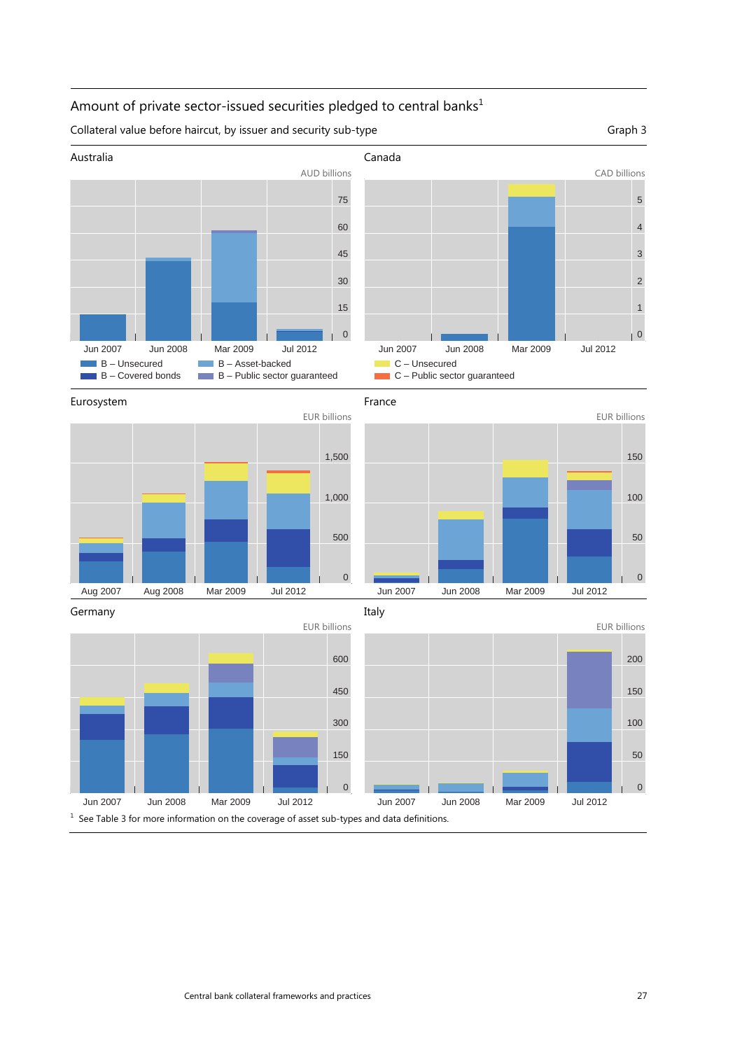## Amount of private sector-issued securities pledged to central banks[1]

Collateral value before haircut, by issuer and security sub-type

Graph 3

### Australia

AUD billions

Jun 2007 | Jun 2008 | Mar 2009 | Jul 2012

### Canada

CAD billions

Jun 2007 | Jun 2008 | Mar 2009 | Jul 2012

- B – Unsecured
- B – Covered bonds
- B – Asset-backed
- B – Public sector guaranteed
- C – Unsecured
- C – Public sector guaranteed

### Eurosystem

EUR billions

Aug 2007 | Aug 2008 | Mar 2009 | Jul 2012

### France

EUR billions

Jun 2007 | Jun 2008 | Mar 2009 | Jul 2012

### Germany

EUR billions

Jun 2007 | Jun 2008 | Mar 2009 | Jul 2012

### Italy

EUR billions

Jun 2007 | Jun 2008 | Mar 2009 | Jul 2012

[1] See Table 3 for more information on the coverage of asset sub-types and data definitions.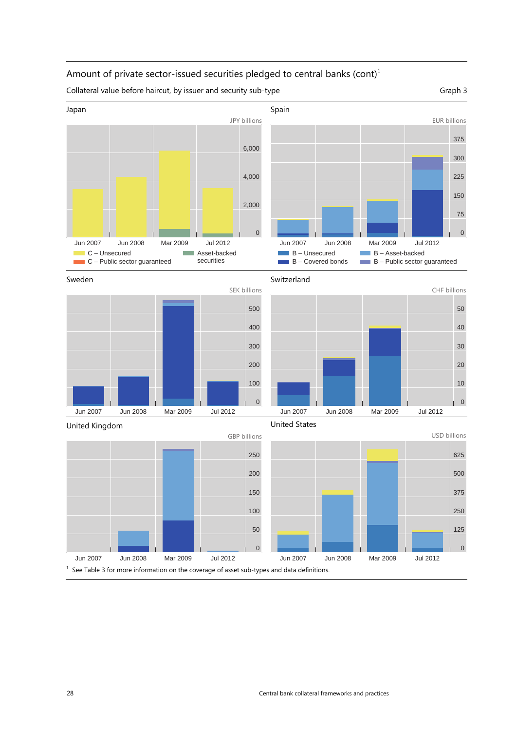## Amount of private sector-issued securities pledged to central banks (cont)[1]

Collateral value before haircut, by issuer and security sub-type

Graph 3

**Japan** (JPY billions)

Jun 2007 | Jun 2008 | Mar 2009 | Jul 2012

C – Unsecured; C – Public sector guaranteed; Asset-backed securities

**Spain** (EUR billions)

Jun 2007 | Jun 2008 | Mar 2009 | Jul 2012

B – Unsecured; B – Covered bonds; B – Asset-backed; B – Public sector guaranteed

**Sweden** (SEK billions)

Jun 2007 | Jun 2008 | Mar 2009 | Jul 2012

**Switzerland** (CHF billions)

Jun 2007 | Jun 2008 | Mar 2009 | Jul 2012

**United Kingdom** (GBP billions)

Jun 2007 | Jun 2008 | Mar 2009 | Jul 2012

**United States** (USD billions)

Jun 2007 | Jun 2008 | Mar 2009 | Jul 2012

[1] See Table 3 for more information on the coverage of asset sub-types and data definitions.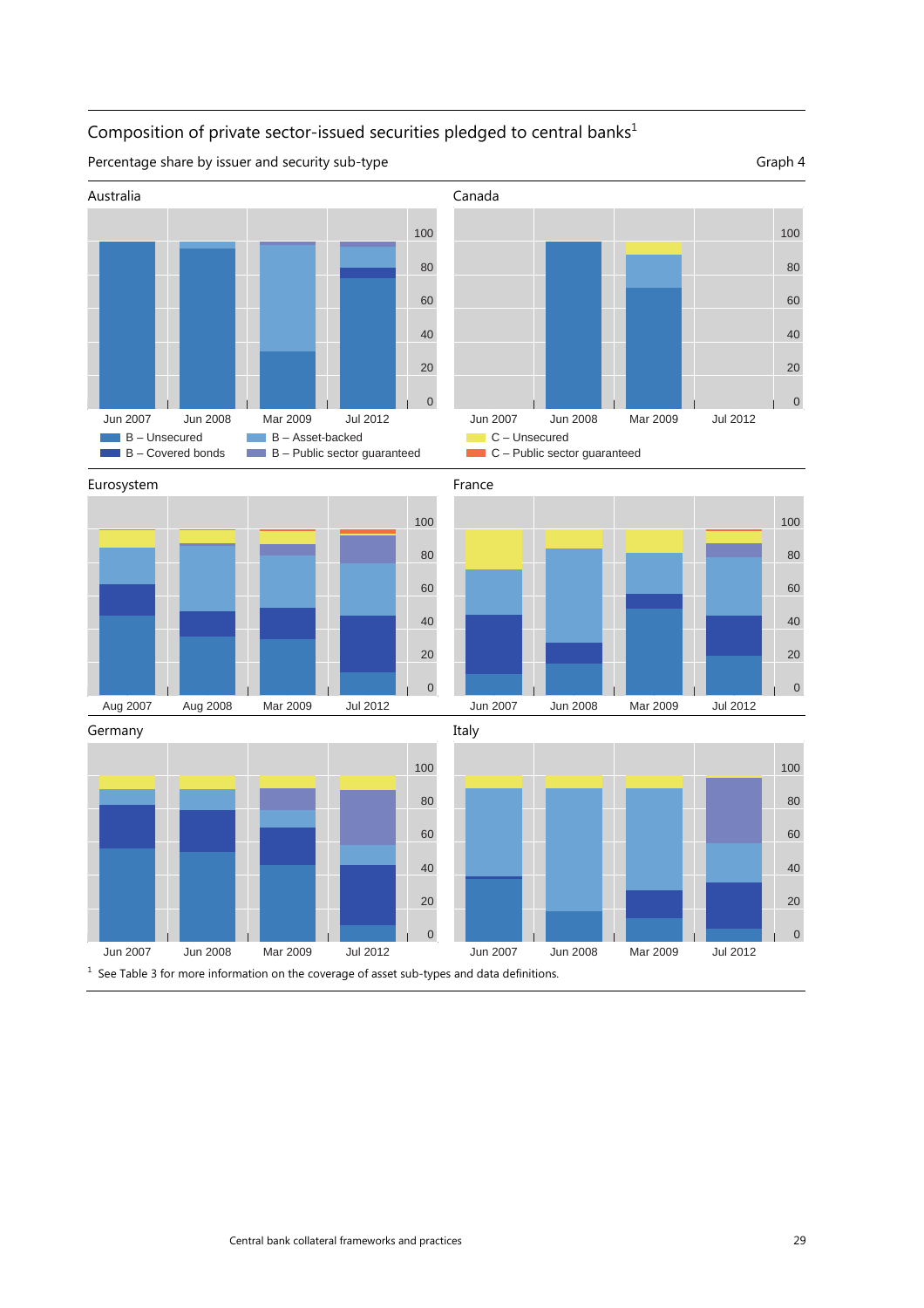## Composition of private sector-issued securities pledged to central banks[1]

Percentage share by issuer and security sub-type

Graph 4

Australia

Jun 2007 Jun 2008 Mar 2009 Jul 2012

B – Unsecured
B – Covered bonds
B – Asset-backed
B – Public sector guaranteed

Canada

Jun 2007 Jun 2008 Mar 2009 Jul 2012

C – Unsecured
C – Public sector guaranteed

Eurosystem

Aug 2007 Aug 2008 Mar 2009 Jul 2012

France

Jun 2007 Jun 2008 Mar 2009 Jul 2012

Germany

Jun 2007 Jun 2008 Mar 2009 Jul 2012

Italy

Jun 2007 Jun 2008 Mar 2009 Jul 2012

[1] See Table 3 for more information on the coverage of asset sub-types and data definitions.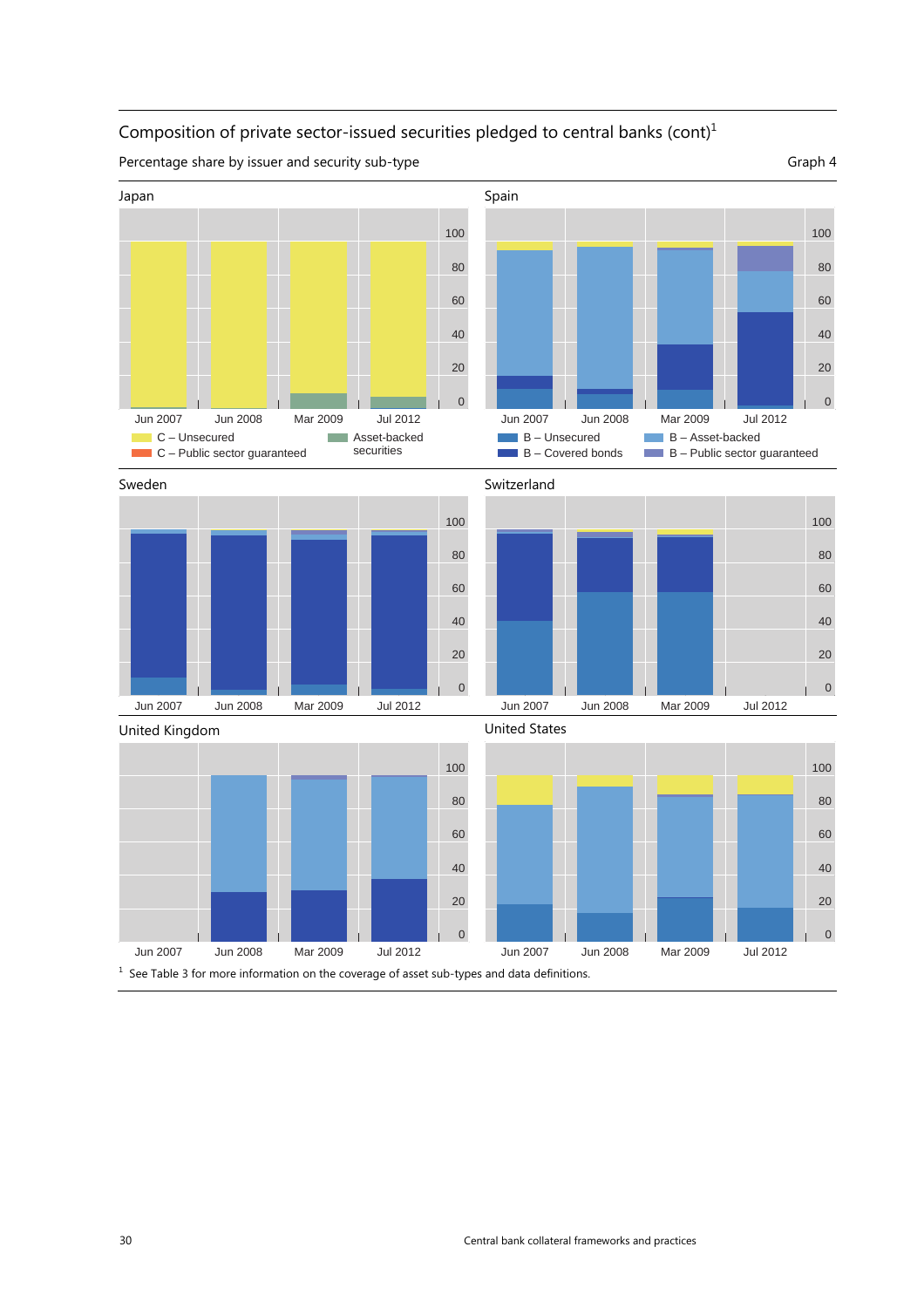## Composition of private sector-issued securities pledged to central banks (cont)[1]

Percentage share by issuer and security sub-type

Graph 4

Japan

Jun 2007 Jun 2008 Mar 2009 Jul 2012

C – Unsecured
C – Public sector guaranteed
Asset-backed securities

Spain

Jun 2007 Jun 2008 Mar 2009 Jul 2012

B – Unsecured
B – Covered bonds
B – Asset-backed
B – Public sector guaranteed

Sweden

Jun 2007 Jun 2008 Mar 2009 Jul 2012

Switzerland

Jun 2007 Jun 2008 Mar 2009 Jul 2012

United Kingdom

Jun 2007 Jun 2008 Mar 2009 Jul 2012

United States

Jun 2007 Jun 2008 Mar 2009 Jul 2012

[1] See Table 3 for more information on the coverage of asset sub-types and data definitions.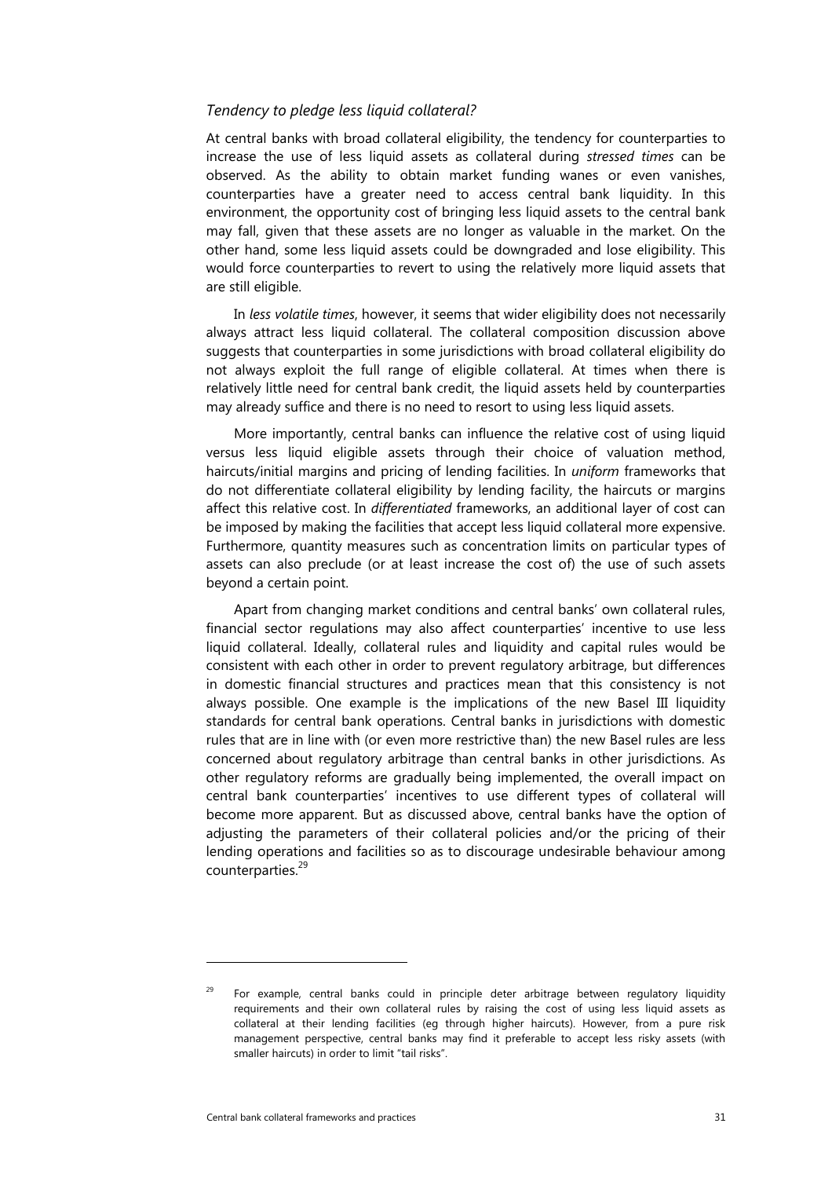*Tendency to pledge less liquid collateral?*

At central banks with broad collateral eligibility, the tendency for counterparties to increase the use of less liquid assets as collateral during *stressed times* can be observed. As the ability to obtain market funding wanes or even vanishes, counterparties have a greater need to access central bank liquidity. In this environment, the opportunity cost of bringing less liquid assets to the central bank may fall, given that these assets are no longer as valuable in the market. On the other hand, some less liquid assets could be downgraded and lose eligibility. This would force counterparties to revert to using the relatively more liquid assets that are still eligible.

In *less volatile times*, however, it seems that wider eligibility does not necessarily always attract less liquid collateral. The collateral composition discussion above suggests that counterparties in some jurisdictions with broad collateral eligibility do not always exploit the full range of eligible collateral. At times when there is relatively little need for central bank credit, the liquid assets held by counterparties may already suffice and there is no need to resort to using less liquid assets.

More importantly, central banks can influence the relative cost of using liquid versus less liquid eligible assets through their choice of valuation method, haircuts/initial margins and pricing of lending facilities. In *uniform* frameworks that do not differentiate collateral eligibility by lending facility, the haircuts or margins affect this relative cost. In *differentiated* frameworks, an additional layer of cost can be imposed by making the facilities that accept less liquid collateral more expensive. Furthermore, quantity measures such as concentration limits on particular types of assets can also preclude (or at least increase the cost of) the use of such assets beyond a certain point.

Apart from changing market conditions and central banks' own collateral rules, financial sector regulations may also affect counterparties' incentive to use less liquid collateral. Ideally, collateral rules and liquidity and capital rules would be consistent with each other in order to prevent regulatory arbitrage, but differences in domestic financial structures and practices mean that this consistency is not always possible. One example is the implications of the new Basel III liquidity standards for central bank operations. Central banks in jurisdictions with domestic rules that are in line with (or even more restrictive than) the new Basel rules are less concerned about regulatory arbitrage than central banks in other jurisdictions. As other regulatory reforms are gradually being implemented, the overall impact on central bank counterparties' incentives to use different types of collateral will become more apparent. But as discussed above, central banks have the option of adjusting the parameters of their collateral policies and/or the pricing of their lending operations and facilities so as to discourage undesirable behaviour among counterparties.[29]

---

[29] For example, central banks could in principle deter arbitrage between regulatory liquidity requirements and their own collateral rules by raising the cost of using less liquid assets as collateral at their lending facilities (eg through higher haircuts). However, from a pure risk management perspective, central banks may find it preferable to accept less risky assets (with smaller haircuts) in order to limit "tail risks".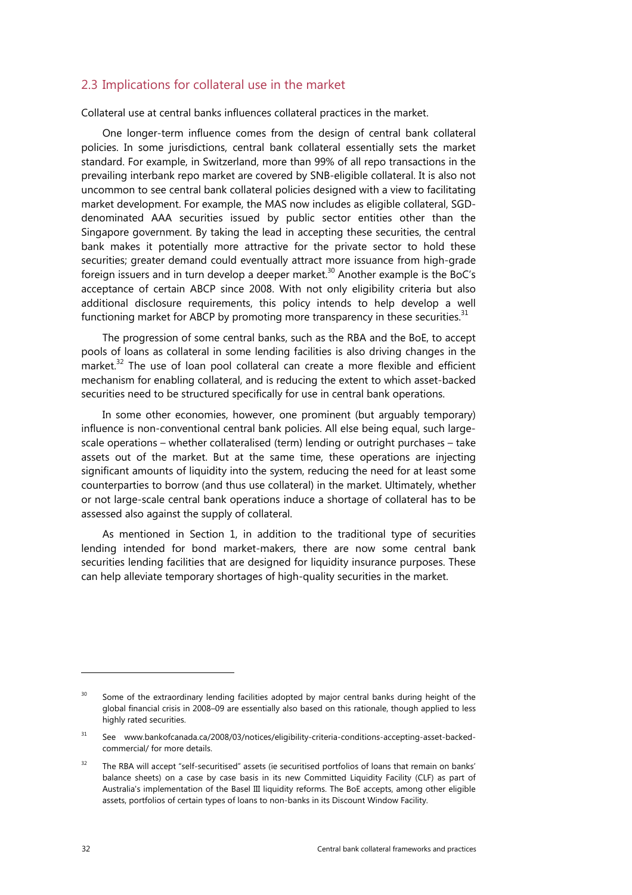## 2.3 Implications for collateral use in the market

Collateral use at central banks influences collateral practices in the market.

One longer-term influence comes from the design of central bank collateral policies. In some jurisdictions, central bank collateral essentially sets the market standard. For example, in Switzerland, more than 99% of all repo transactions in the prevailing interbank repo market are covered by SNB-eligible collateral. It is also not uncommon to see central bank collateral policies designed with a view to facilitating market development. For example, the MAS now includes as eligible collateral, SGD-denominated AAA securities issued by public sector entities other than the Singapore government. By taking the lead in accepting these securities, the central bank makes it potentially more attractive for the private sector to hold these securities; greater demand could eventually attract more issuance from high-grade foreign issuers and in turn develop a deeper market.[30] Another example is the BoC's acceptance of certain ABCP since 2008. With not only eligibility criteria but also additional disclosure requirements, this policy intends to help develop a well functioning market for ABCP by promoting more transparency in these securities.[31]

The progression of some central banks, such as the RBA and the BoE, to accept pools of loans as collateral in some lending facilities is also driving changes in the market.[32] The use of loan pool collateral can create a more flexible and efficient mechanism for enabling collateral, and is reducing the extent to which asset-backed securities need to be structured specifically for use in central bank operations.

In some other economies, however, one prominent (but arguably temporary) influence is non-conventional central bank policies. All else being equal, such large-scale operations – whether collateralised (term) lending or outright purchases – take assets out of the market. But at the same time, these operations are injecting significant amounts of liquidity into the system, reducing the need for at least some counterparties to borrow (and thus use collateral) in the market. Ultimately, whether or not large-scale central bank operations induce a shortage of collateral has to be assessed also against the supply of collateral.

As mentioned in Section 1, in addition to the traditional type of securities lending intended for bond market-makers, there are now some central bank securities lending facilities that are designed for liquidity insurance purposes. These can help alleviate temporary shortages of high-quality securities in the market.

---

[30] Some of the extraordinary lending facilities adopted by major central banks during height of the global financial crisis in 2008–09 are essentially also based on this rationale, though applied to less highly rated securities.

[31] See www.bankofcanada.ca/2008/03/notices/eligibility-criteria-conditions-accepting-asset-backed-commercial/ for more details.

[32] The RBA will accept "self-securitised" assets (ie securitised portfolios of loans that remain on banks' balance sheets) on a case by case basis in its new Committed Liquidity Facility (CLF) as part of Australia's implementation of the Basel III liquidity reforms. The BoE accepts, among other eligible assets, portfolios of certain types of loans to non-banks in its Discount Window Facility.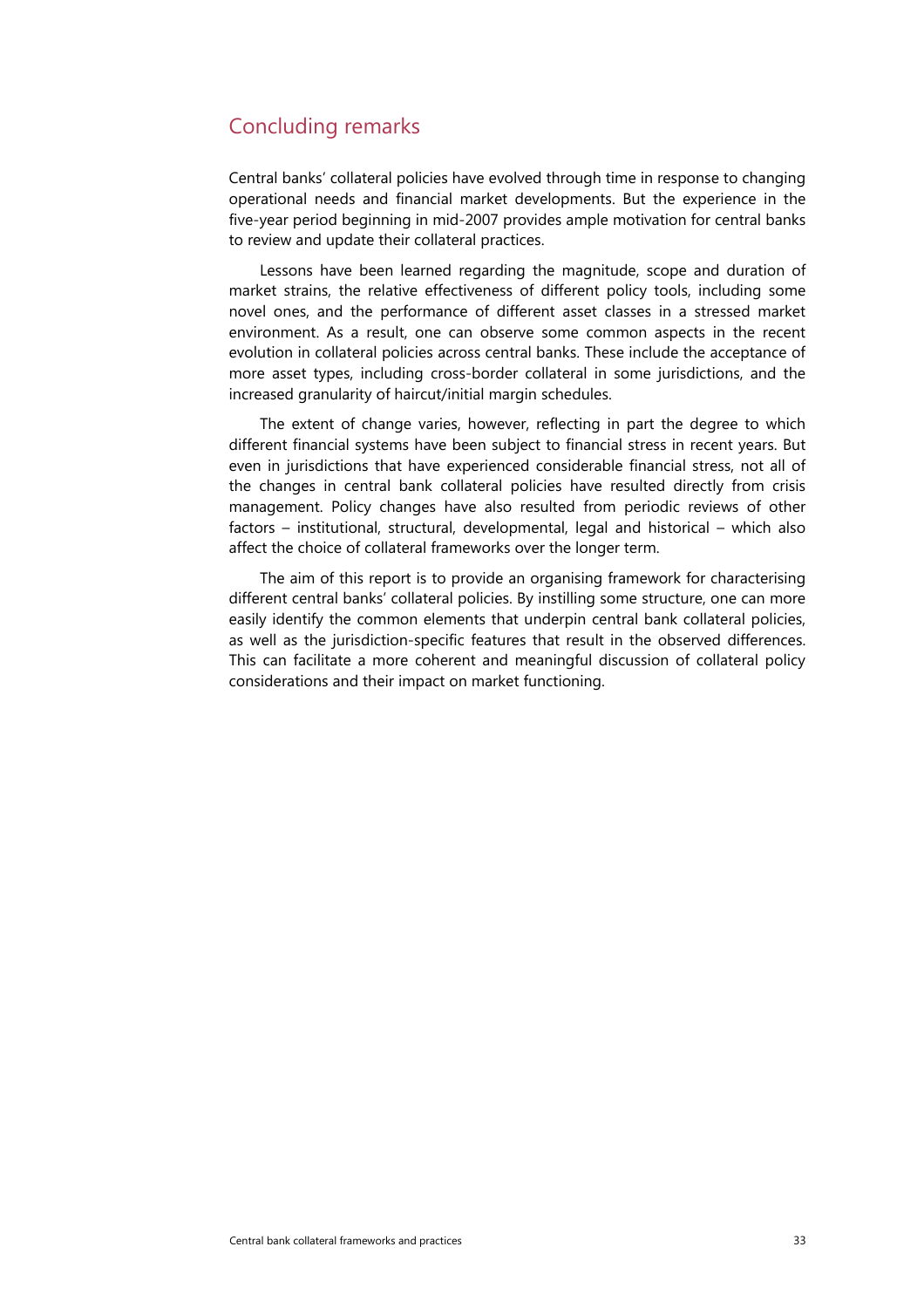## Concluding remarks

Central banks' collateral policies have evolved through time in response to changing operational needs and financial market developments. But the experience in the five-year period beginning in mid-2007 provides ample motivation for central banks to review and update their collateral practices.

Lessons have been learned regarding the magnitude, scope and duration of market strains, the relative effectiveness of different policy tools, including some novel ones, and the performance of different asset classes in a stressed market environment. As a result, one can observe some common aspects in the recent evolution in collateral policies across central banks. These include the acceptance of more asset types, including cross-border collateral in some jurisdictions, and the increased granularity of haircut/initial margin schedules.

The extent of change varies, however, reflecting in part the degree to which different financial systems have been subject to financial stress in recent years. But even in jurisdictions that have experienced considerable financial stress, not all of the changes in central bank collateral policies have resulted directly from crisis management. Policy changes have also resulted from periodic reviews of other factors – institutional, structural, developmental, legal and historical – which also affect the choice of collateral frameworks over the longer term.

The aim of this report is to provide an organising framework for characterising different central banks' collateral policies. By instilling some structure, one can more easily identify the common elements that underpin central bank collateral policies, as well as the jurisdiction-specific features that result in the observed differences. This can facilitate a more coherent and meaningful discussion of collateral policy considerations and their impact on market functioning.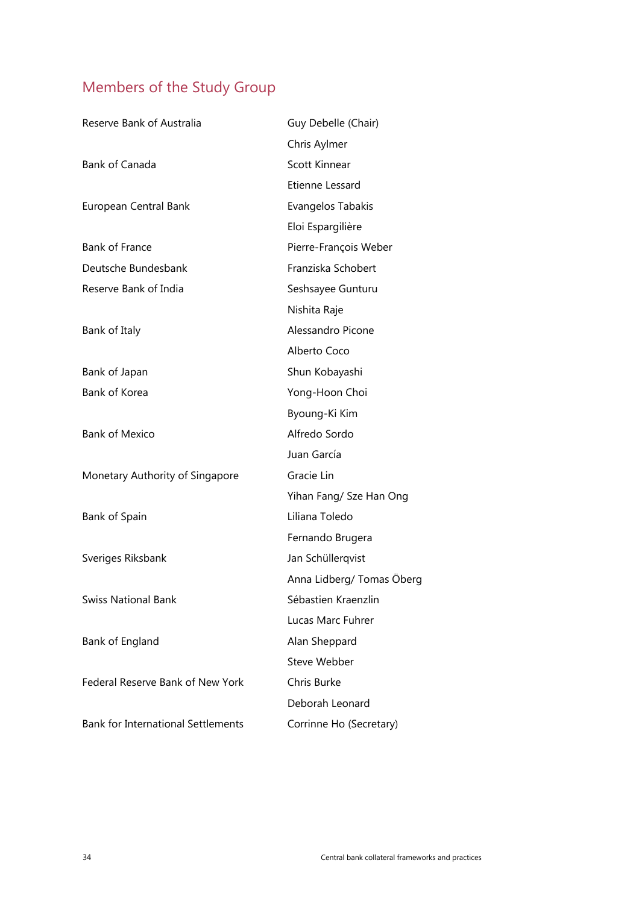## Members of the Study Group

| | |
|---|---|
| Reserve Bank of Australia | Guy Debelle (Chair) |
| | Chris Aylmer |
| Bank of Canada | Scott Kinnear |
| | Etienne Lessard |
| European Central Bank | Evangelos Tabakis |
| | Eloi Espargilière |
| Bank of France | Pierre-François Weber |
| Deutsche Bundesbank | Franziska Schobert |
| Reserve Bank of India | Seshsayee Gunturu |
| | Nishita Raje |
| Bank of Italy | Alessandro Picone |
| | Alberto Coco |
| Bank of Japan | Shun Kobayashi |
| Bank of Korea | Yong-Hoon Choi |
| | Byoung-Ki Kim |
| Bank of Mexico | Alfredo Sordo |
| | Juan García |
| Monetary Authority of Singapore | Gracie Lin |
| | Yihan Fang/ Sze Han Ong |
| Bank of Spain | Liliana Toledo |
| | Fernando Brugera |
| Sveriges Riksbank | Jan Schüllerqvist |
| | Anna Lidberg/ Tomas Öberg |
| Swiss National Bank | Sébastien Kraenzlin |
| | Lucas Marc Fuhrer |
| Bank of England | Alan Sheppard |
| | Steve Webber |
| Federal Reserve Bank of New York | Chris Burke |
| | Deborah Leonard |
| Bank for International Settlements | Corrinne Ho (Secretary) |